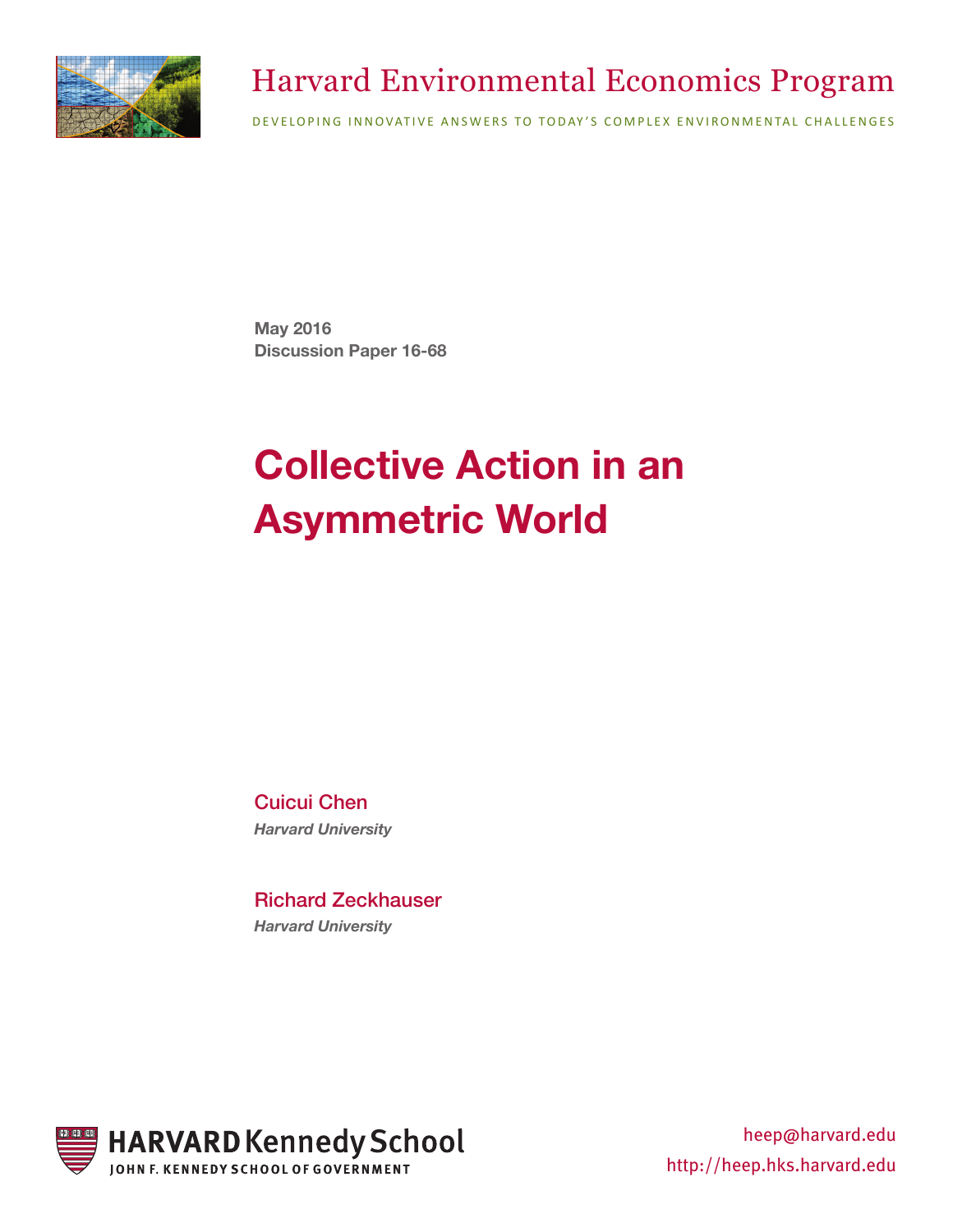Harvard Environmental Economics Program

DEVELOPING INNOVATIVE ANSWERS TO TODAY'S COMPLEX ENVIRONMENTAL CHALLENGES

**May 2016**
**Discussion Paper 16-68**

# Collective Action in an Asymmetric World

Cuicui Chen
*Harvard University*

Richard Zeckhauser
*Harvard University*

HARVARD Kennedy School
JOHN F. KENNEDY SCHOOL OF GOVERNMENT

heep@harvard.edu
http://heep.hks.harvard.edu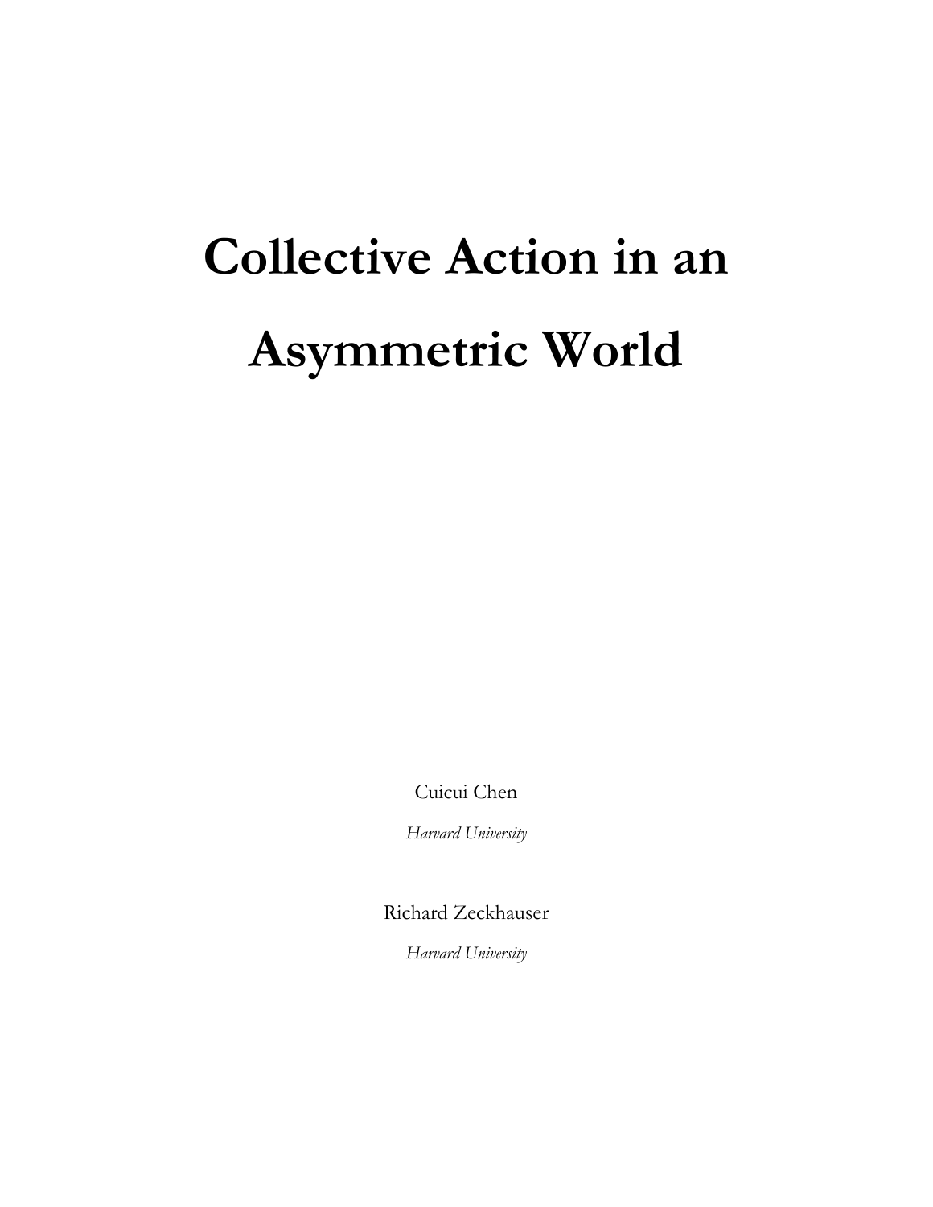# Collective Action in an Asymmetric World

Cuicui Chen

*Harvard University*

Richard Zeckhauser

*Harvard University*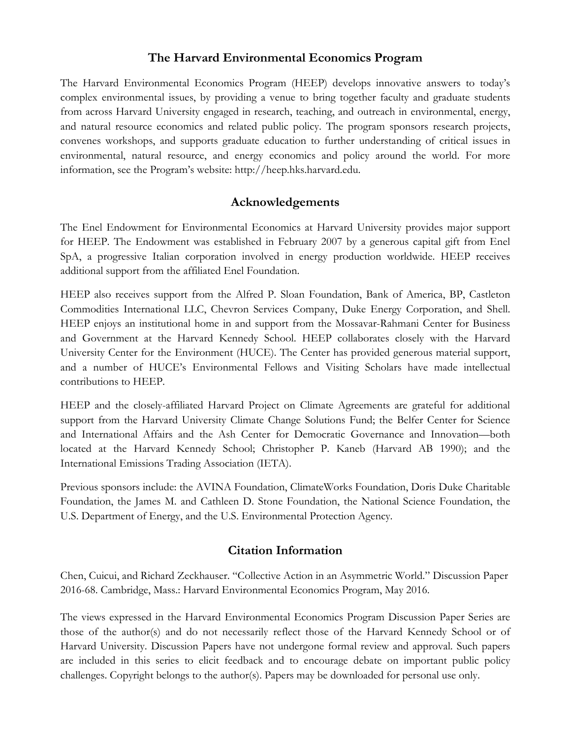## The Harvard Environmental Economics Program

The Harvard Environmental Economics Program (HEEP) develops innovative answers to today's complex environmental issues, by providing a venue to bring together faculty and graduate students from across Harvard University engaged in research, teaching, and outreach in environmental, energy, and natural resource economics and related public policy. The program sponsors research projects, convenes workshops, and supports graduate education to further understanding of critical issues in environmental, natural resource, and energy economics and policy around the world. For more information, see the Program's website: http://heep.hks.harvard.edu.

## Acknowledgements

The Enel Endowment for Environmental Economics at Harvard University provides major support for HEEP. The Endowment was established in February 2007 by a generous capital gift from Enel SpA, a progressive Italian corporation involved in energy production worldwide. HEEP receives additional support from the affiliated Enel Foundation.

HEEP also receives support from the Alfred P. Sloan Foundation, Bank of America, BP, Castleton Commodities International LLC, Chevron Services Company, Duke Energy Corporation, and Shell. HEEP enjoys an institutional home in and support from the Mossavar-Rahmani Center for Business and Government at the Harvard Kennedy School. HEEP collaborates closely with the Harvard University Center for the Environment (HUCE). The Center has provided generous material support, and a number of HUCE's Environmental Fellows and Visiting Scholars have made intellectual contributions to HEEP.

HEEP and the closely-affiliated Harvard Project on Climate Agreements are grateful for additional support from the Harvard University Climate Change Solutions Fund; the Belfer Center for Science and International Affairs and the Ash Center for Democratic Governance and Innovation—both located at the Harvard Kennedy School; Christopher P. Kaneb (Harvard AB 1990); and the International Emissions Trading Association (IETA).

Previous sponsors include: the AVINA Foundation, ClimateWorks Foundation, Doris Duke Charitable Foundation, the James M. and Cathleen D. Stone Foundation, the National Science Foundation, the U.S. Department of Energy, and the U.S. Environmental Protection Agency.

## Citation Information

Chen, Cuicui, and Richard Zeckhauser. "Collective Action in an Asymmetric World." Discussion Paper 2016-68. Cambridge, Mass.: Harvard Environmental Economics Program, May 2016.

The views expressed in the Harvard Environmental Economics Program Discussion Paper Series are those of the author(s) and do not necessarily reflect those of the Harvard Kennedy School or of Harvard University. Discussion Papers have not undergone formal review and approval. Such papers are included in this series to elicit feedback and to encourage debate on important public policy challenges. Copyright belongs to the author(s). Papers may be downloaded for personal use only.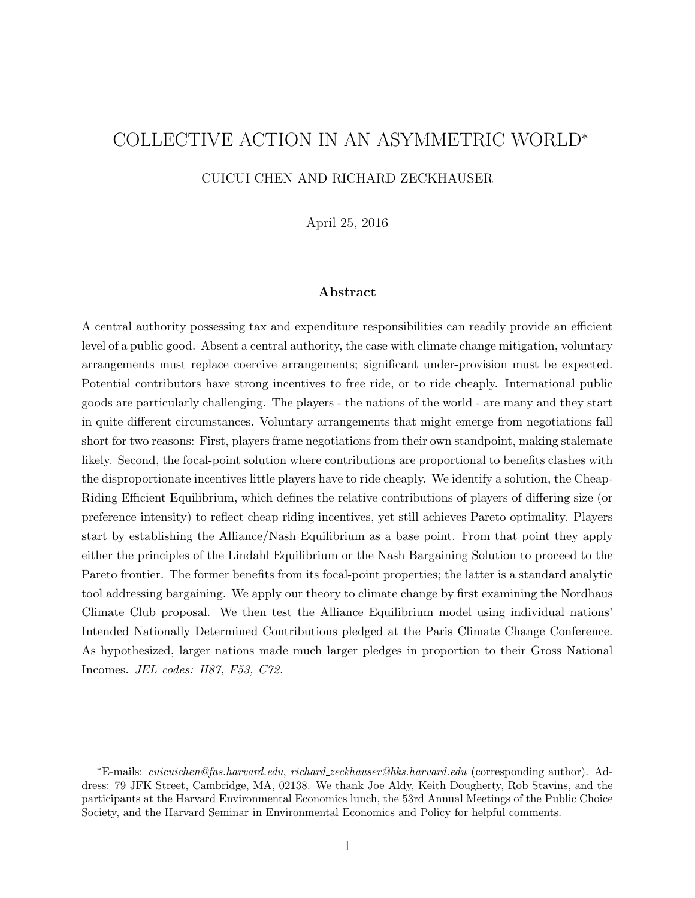# COLLECTIVE ACTION IN AN ASYMMETRIC WORLD*

CUICUI CHEN AND RICHARD ZECKHAUSER

April 25, 2016

### Abstract

A central authority possessing tax and expenditure responsibilities can readily provide an efficient level of a public good. Absent a central authority, the case with climate change mitigation, voluntary arrangements must replace coercive arrangements; significant under-provision must be expected. Potential contributors have strong incentives to free ride, or to ride cheaply. International public goods are particularly challenging. The players - the nations of the world - are many and they start in quite different circumstances. Voluntary arrangements that might emerge from negotiations fall short for two reasons: First, players frame negotiations from their own standpoint, making stalemate likely. Second, the focal-point solution where contributions are proportional to benefits clashes with the disproportionate incentives little players have to ride cheaply. We identify a solution, the Cheap-Riding Efficient Equilibrium, which defines the relative contributions of players of differing size (or preference intensity) to reflect cheap riding incentives, yet still achieves Pareto optimality. Players start by establishing the Alliance/Nash Equilibrium as a base point. From that point they apply either the principles of the Lindahl Equilibrium or the Nash Bargaining Solution to proceed to the Pareto frontier. The former benefits from its focal-point properties; the latter is a standard analytic tool addressing bargaining. We apply our theory to climate change by first examining the Nordhaus Climate Club proposal. We then test the Alliance Equilibrium model using individual nations' Intended Nationally Determined Contributions pledged at the Paris Climate Change Conference. As hypothesized, larger nations made much larger pledges in proportion to their Gross National Incomes. *JEL codes: H87, F53, C72.*

---

*E-mails: *cuicuichen@fas.harvard.edu*, *richard_zeckhauser@hks.harvard.edu* (corresponding author). Address: 79 JFK Street, Cambridge, MA, 02138. We thank Joe Aldy, Keith Dougherty, Rob Stavins, and the participants at the Harvard Environmental Economics lunch, the 53rd Annual Meetings of the Public Choice Society, and the Harvard Seminar in Environmental Economics and Policy for helpful comments.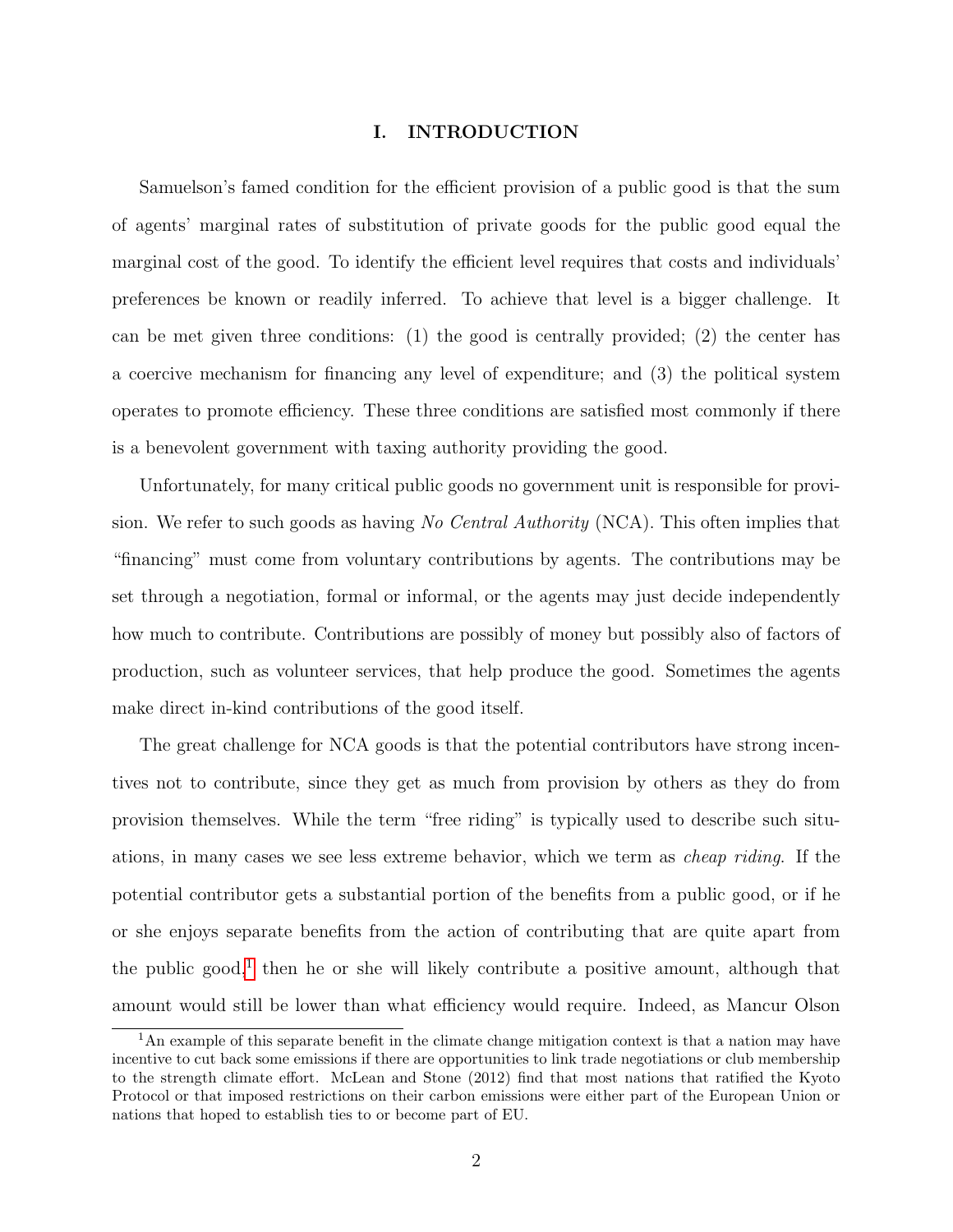## I. INTRODUCTION

Samuelson's famed condition for the efficient provision of a public good is that the sum of agents' marginal rates of substitution of private goods for the public good equal the marginal cost of the good. To identify the efficient level requires that costs and individuals' preferences be known or readily inferred. To achieve that level is a bigger challenge. It can be met given three conditions: (1) the good is centrally provided; (2) the center has a coercive mechanism for financing any level of expenditure; and (3) the political system operates to promote efficiency. These three conditions are satisfied most commonly if there is a benevolent government with taxing authority providing the good.

Unfortunately, for many critical public goods no government unit is responsible for provision. We refer to such goods as having *No Central Authority* (NCA). This often implies that "financing" must come from voluntary contributions by agents. The contributions may be set through a negotiation, formal or informal, or the agents may just decide independently how much to contribute. Contributions are possibly of money but possibly also of factors of production, such as volunteer services, that help produce the good. Sometimes the agents make direct in-kind contributions of the good itself.

The great challenge for NCA goods is that the potential contributors have strong incentives not to contribute, since they get as much from provision by others as they do from provision themselves. While the term "free riding" is typically used to describe such situations, in many cases we see less extreme behavior, which we term as *cheap riding*. If the potential contributor gets a substantial portion of the benefits from a public good, or if he or she enjoys separate benefits from the action of contributing that are quite apart from the public good,[1] then he or she will likely contribute a positive amount, although that amount would still be lower than what efficiency would require. Indeed, as Mancur Olson

[1] An example of this separate benefit in the climate change mitigation context is that a nation may have incentive to cut back some emissions if there are opportunities to link trade negotiations or club membership to the strength climate effort. McLean and Stone (2012) find that most nations that ratified the Kyoto Protocol or that imposed restrictions on their carbon emissions were either part of the European Union or nations that hoped to establish ties to or become part of EU.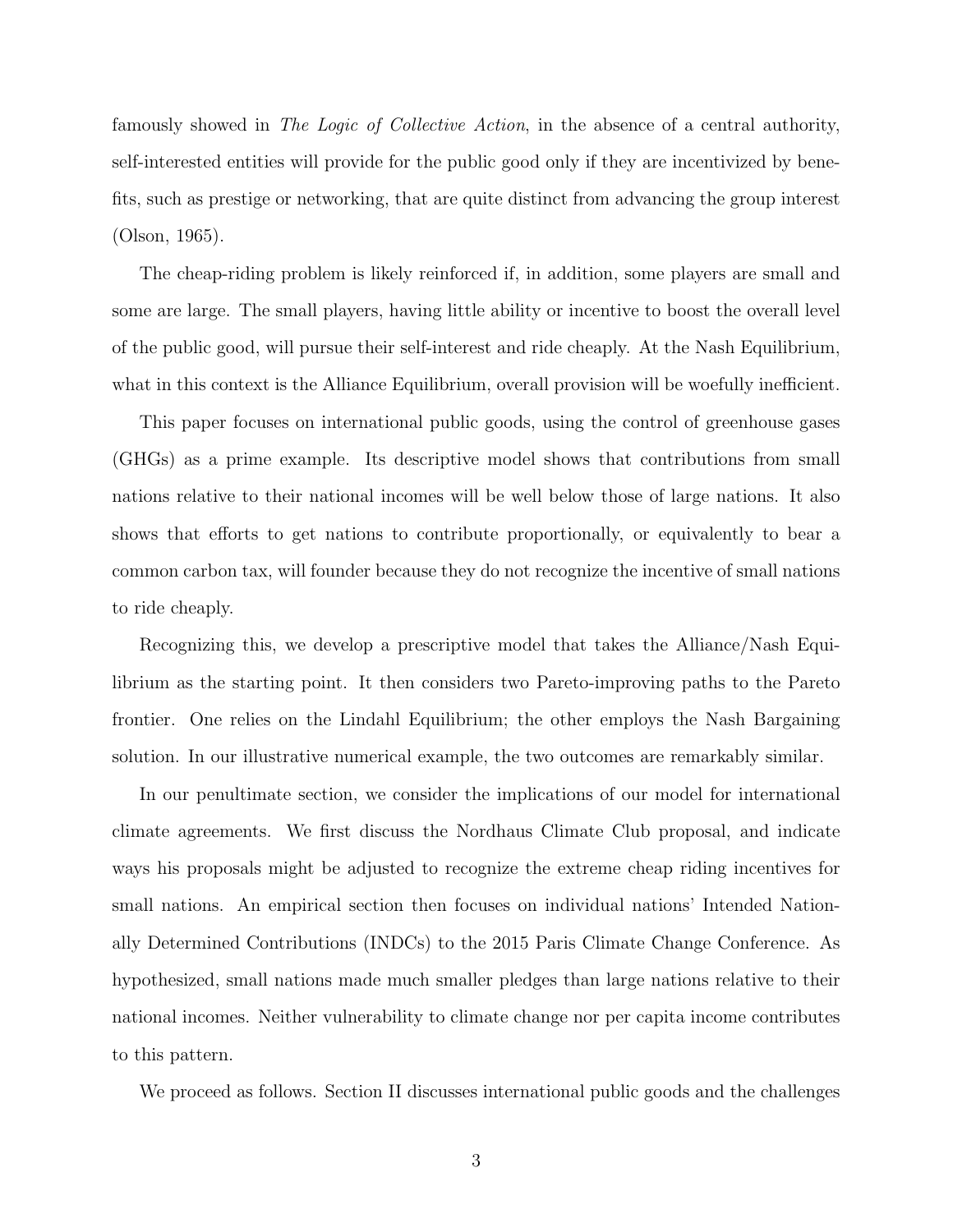famously showed in *The Logic of Collective Action*, in the absence of a central authority, self-interested entities will provide for the public good only if they are incentivized by benefits, such as prestige or networking, that are quite distinct from advancing the group interest (Olson, 1965).

The cheap-riding problem is likely reinforced if, in addition, some players are small and some are large. The small players, having little ability or incentive to boost the overall level of the public good, will pursue their self-interest and ride cheaply. At the Nash Equilibrium, what in this context is the Alliance Equilibrium, overall provision will be woefully inefficient.

This paper focuses on international public goods, using the control of greenhouse gases (GHGs) as a prime example. Its descriptive model shows that contributions from small nations relative to their national incomes will be well below those of large nations. It also shows that efforts to get nations to contribute proportionally, or equivalently to bear a common carbon tax, will founder because they do not recognize the incentive of small nations to ride cheaply.

Recognizing this, we develop a prescriptive model that takes the Alliance/Nash Equilibrium as the starting point. It then considers two Pareto-improving paths to the Pareto frontier. One relies on the Lindahl Equilibrium; the other employs the Nash Bargaining solution. In our illustrative numerical example, the two outcomes are remarkably similar.

In our penultimate section, we consider the implications of our model for international climate agreements. We first discuss the Nordhaus Climate Club proposal, and indicate ways his proposals might be adjusted to recognize the extreme cheap riding incentives for small nations. An empirical section then focuses on individual nations' Intended Nationally Determined Contributions (INDCs) to the 2015 Paris Climate Change Conference. As hypothesized, small nations made much smaller pledges than large nations relative to their national incomes. Neither vulnerability to climate change nor per capita income contributes to this pattern.

We proceed as follows. Section II discusses international public goods and the challenges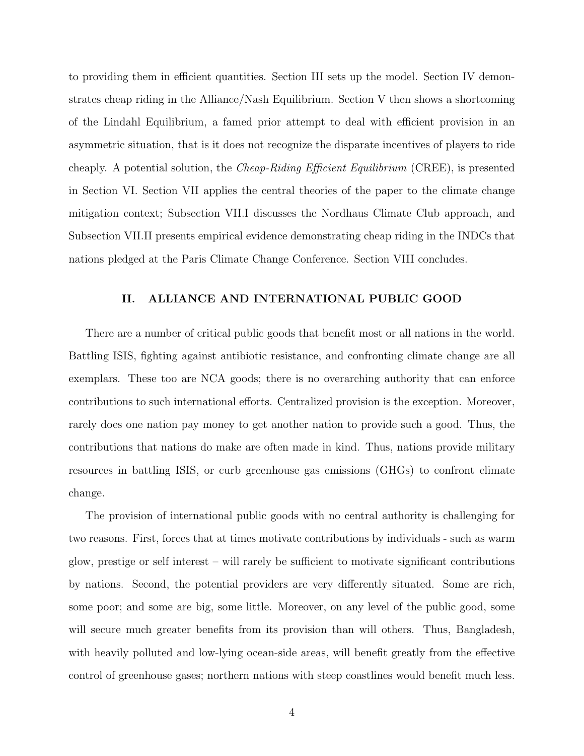to providing them in efficient quantities. Section III sets up the model. Section IV demonstrates cheap riding in the Alliance/Nash Equilibrium. Section V then shows a shortcoming of the Lindahl Equilibrium, a famed prior attempt to deal with efficient provision in an asymmetric situation, that is it does not recognize the disparate incentives of players to ride cheaply. A potential solution, the *Cheap-Riding Efficient Equilibrium* (CREE), is presented in Section VI. Section VII applies the central theories of the paper to the climate change mitigation context; Subsection VII.I discusses the Nordhaus Climate Club approach, and Subsection VII.II presents empirical evidence demonstrating cheap riding in the INDCs that nations pledged at the Paris Climate Change Conference. Section VIII concludes.

## II. ALLIANCE AND INTERNATIONAL PUBLIC GOOD

There are a number of critical public goods that benefit most or all nations in the world. Battling ISIS, fighting against antibiotic resistance, and confronting climate change are all exemplars. These too are NCA goods; there is no overarching authority that can enforce contributions to such international efforts. Centralized provision is the exception. Moreover, rarely does one nation pay money to get another nation to provide such a good. Thus, the contributions that nations do make are often made in kind. Thus, nations provide military resources in battling ISIS, or curb greenhouse gas emissions (GHGs) to confront climate change.

The provision of international public goods with no central authority is challenging for two reasons. First, forces that at times motivate contributions by individuals - such as warm glow, prestige or self interest – will rarely be sufficient to motivate significant contributions by nations. Second, the potential providers are very differently situated. Some are rich, some poor; and some are big, some little. Moreover, on any level of the public good, some will secure much greater benefits from its provision than will others. Thus, Bangladesh, with heavily polluted and low-lying ocean-side areas, will benefit greatly from the effective control of greenhouse gases; northern nations with steep coastlines would benefit much less.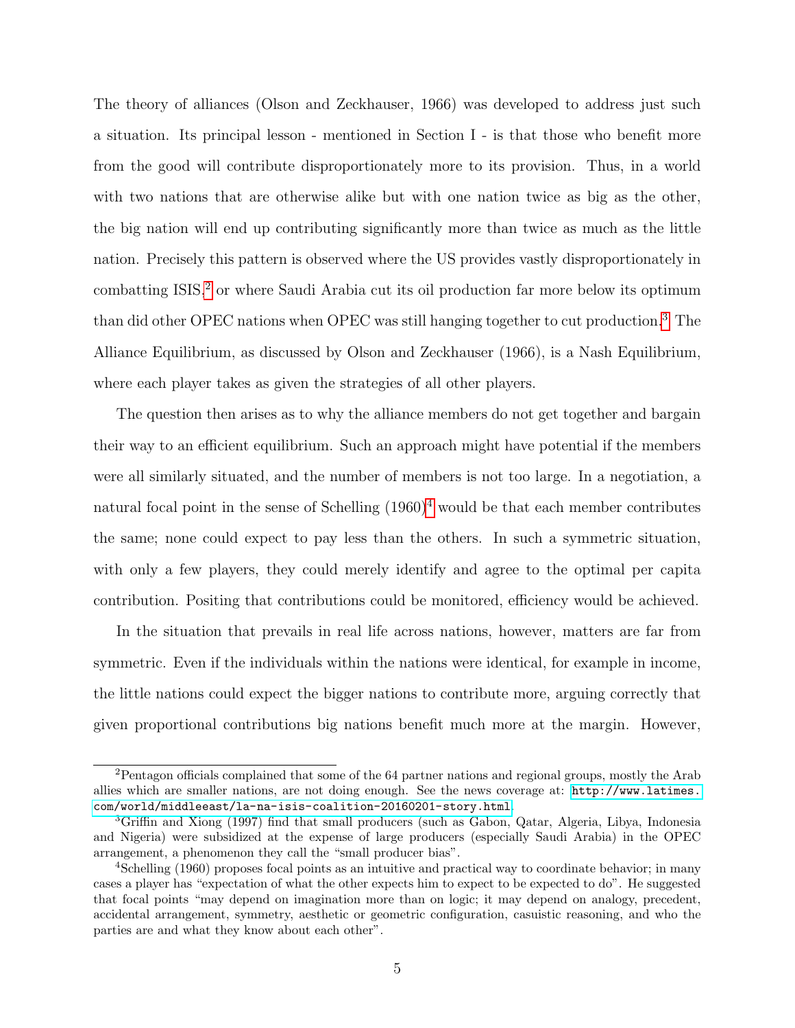The theory of alliances (Olson and Zeckhauser, 1966) was developed to address just such a situation. Its principal lesson - mentioned in Section I - is that those who benefit more from the good will contribute disproportionately more to its provision. Thus, in a world with two nations that are otherwise alike but with one nation twice as big as the other, the big nation will end up contributing significantly more than twice as much as the little nation. Precisely this pattern is observed where the US provides vastly disproportionately in combatting ISIS,[2] or where Saudi Arabia cut its oil production far more below its optimum than did other OPEC nations when OPEC was still hanging together to cut production.[3] The Alliance Equilibrium, as discussed by Olson and Zeckhauser (1966), is a Nash Equilibrium, where each player takes as given the strategies of all other players.

The question then arises as to why the alliance members do not get together and bargain their way to an efficient equilibrium. Such an approach might have potential if the members were all similarly situated, and the number of members is not too large. In a negotiation, a natural focal point in the sense of Schelling (1960)[4] would be that each member contributes the same; none could expect to pay less than the others. In such a symmetric situation, with only a few players, they could merely identify and agree to the optimal per capita contribution. Positing that contributions could be monitored, efficiency would be achieved.

In the situation that prevails in real life across nations, however, matters are far from symmetric. Even if the individuals within the nations were identical, for example in income, the little nations could expect the bigger nations to contribute more, arguing correctly that given proportional contributions big nations benefit much more at the margin. However,

---

[2] Pentagon officials complained that some of the 64 partner nations and regional groups, mostly the Arab allies which are smaller nations, are not doing enough. See the news coverage at: http://www.latimes.com/world/middleeast/la-na-isis-coalition-20160201-story.html.

[3] Griffin and Xiong (1997) find that small producers (such as Gabon, Qatar, Algeria, Libya, Indonesia and Nigeria) were subsidized at the expense of large producers (especially Saudi Arabia) in the OPEC arrangement, a phenomenon they call the "small producer bias".

[4] Schelling (1960) proposes focal points as an intuitive and practical way to coordinate behavior; in many cases a player has "expectation of what the other expects him to expect to be expected to do". He suggested that focal points "may depend on imagination more than on logic; it may depend on analogy, precedent, accidental arrangement, symmetry, aesthetic or geometric configuration, casuistic reasoning, and who the parties are and what they know about each other".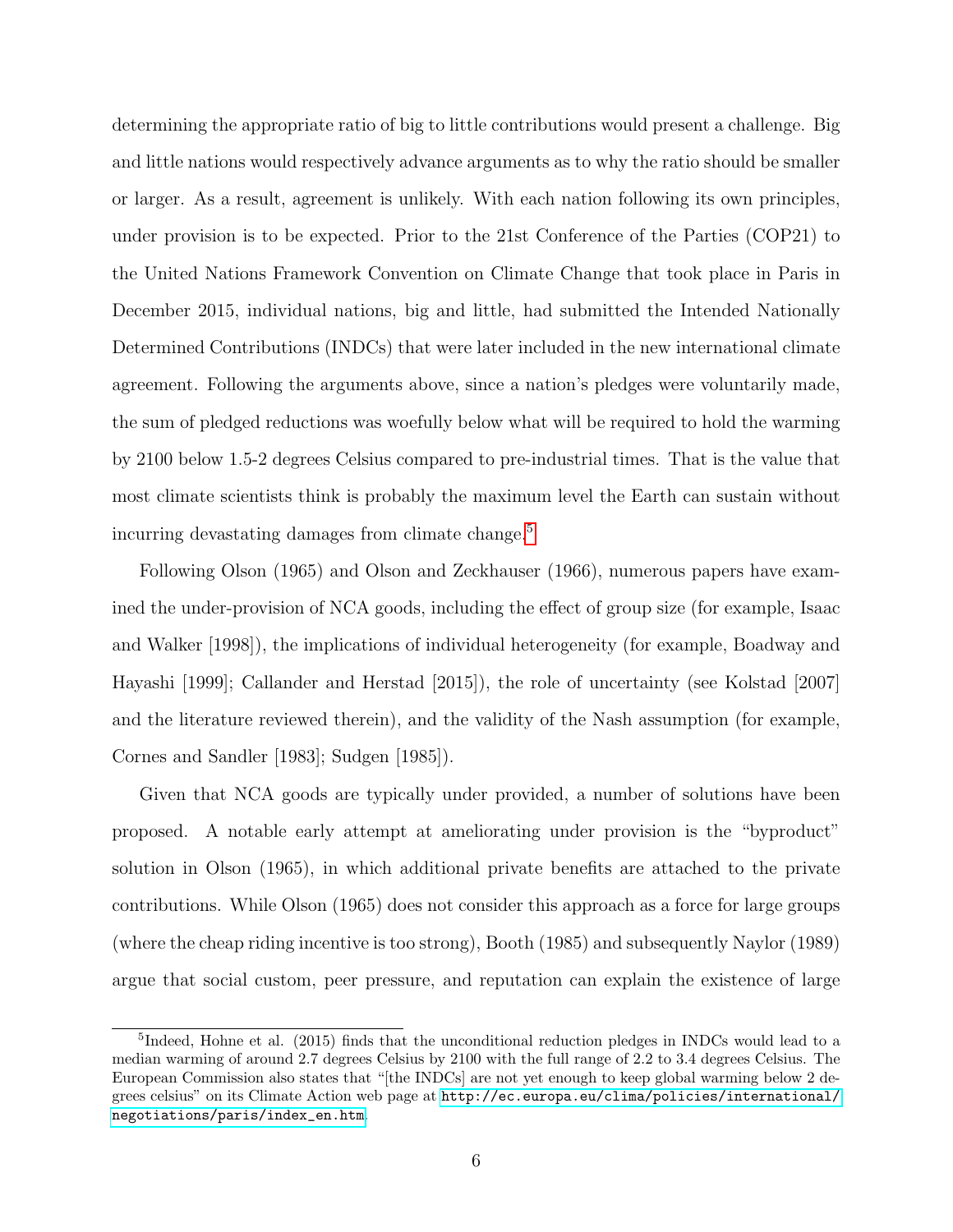determining the appropriate ratio of big to little contributions would present a challenge. Big and little nations would respectively advance arguments as to why the ratio should be smaller or larger. As a result, agreement is unlikely. With each nation following its own principles, under provision is to be expected. Prior to the 21st Conference of the Parties (COP21) to the United Nations Framework Convention on Climate Change that took place in Paris in December 2015, individual nations, big and little, had submitted the Intended Nationally Determined Contributions (INDCs) that were later included in the new international climate agreement. Following the arguments above, since a nation's pledges were voluntarily made, the sum of pledged reductions was woefully below what will be required to hold the warming by 2100 below 1.5-2 degrees Celsius compared to pre-industrial times. That is the value that most climate scientists think is probably the maximum level the Earth can sustain without incurring devastating damages from climate change.[5]

Following Olson (1965) and Olson and Zeckhauser (1966), numerous papers have examined the under-provision of NCA goods, including the effect of group size (for example, Isaac and Walker [1998]), the implications of individual heterogeneity (for example, Boadway and Hayashi [1999]; Callander and Herstad [2015]), the role of uncertainty (see Kolstad [2007] and the literature reviewed therein), and the validity of the Nash assumption (for example, Cornes and Sandler [1983]; Sudgen [1985]).

Given that NCA goods are typically under provided, a number of solutions have been proposed. A notable early attempt at ameliorating under provision is the "byproduct" solution in Olson (1965), in which additional private benefits are attached to the private contributions. While Olson (1965) does not consider this approach as a force for large groups (where the cheap riding incentive is too strong), Booth (1985) and subsequently Naylor (1989) argue that social custom, peer pressure, and reputation can explain the existence of large

[5] Indeed, Hohne et al. (2015) finds that the unconditional reduction pledges in INDCs would lead to a median warming of around 2.7 degrees Celsius by 2100 with the full range of 2.2 to 3.4 degrees Celsius. The European Commission also states that "[the INDCs] are not yet enough to keep global warming below 2 degrees celsius" on its Climate Action web page at http://ec.europa.eu/clima/policies/international/negotiations/paris/index_en.htm.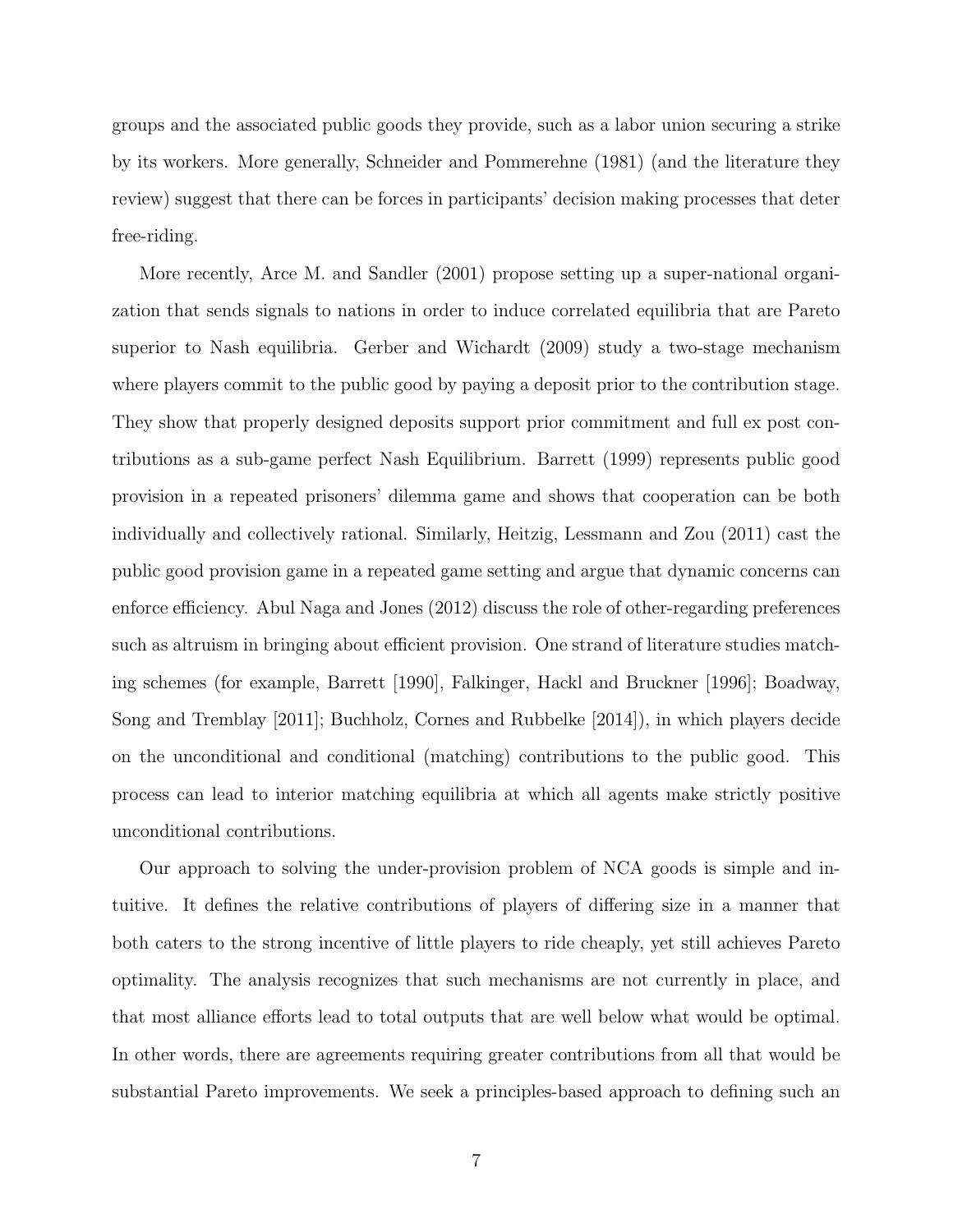groups and the associated public goods they provide, such as a labor union securing a strike by its workers. More generally, Schneider and Pommerehne (1981) (and the literature they review) suggest that there can be forces in participants' decision making processes that deter free-riding.

More recently, Arce M. and Sandler (2001) propose setting up a super-national organization that sends signals to nations in order to induce correlated equilibria that are Pareto superior to Nash equilibria. Gerber and Wichardt (2009) study a two-stage mechanism where players commit to the public good by paying a deposit prior to the contribution stage. They show that properly designed deposits support prior commitment and full ex post contributions as a sub-game perfect Nash Equilibrium. Barrett (1999) represents public good provision in a repeated prisoners' dilemma game and shows that cooperation can be both individually and collectively rational. Similarly, Heitzig, Lessmann and Zou (2011) cast the public good provision game in a repeated game setting and argue that dynamic concerns can enforce efficiency. Abul Naga and Jones (2012) discuss the role of other-regarding preferences such as altruism in bringing about efficient provision. One strand of literature studies matching schemes (for example, Barrett [1990], Falkinger, Hackl and Bruckner [1996]; Boadway, Song and Tremblay [2011]; Buchholz, Cornes and Rubbelke [2014]), in which players decide on the unconditional and conditional (matching) contributions to the public good. This process can lead to interior matching equilibria at which all agents make strictly positive unconditional contributions.

Our approach to solving the under-provision problem of NCA goods is simple and intuitive. It defines the relative contributions of players of differing size in a manner that both caters to the strong incentive of little players to ride cheaply, yet still achieves Pareto optimality. The analysis recognizes that such mechanisms are not currently in place, and that most alliance efforts lead to total outputs that are well below what would be optimal. In other words, there are agreements requiring greater contributions from all that would be substantial Pareto improvements. We seek a principles-based approach to defining such an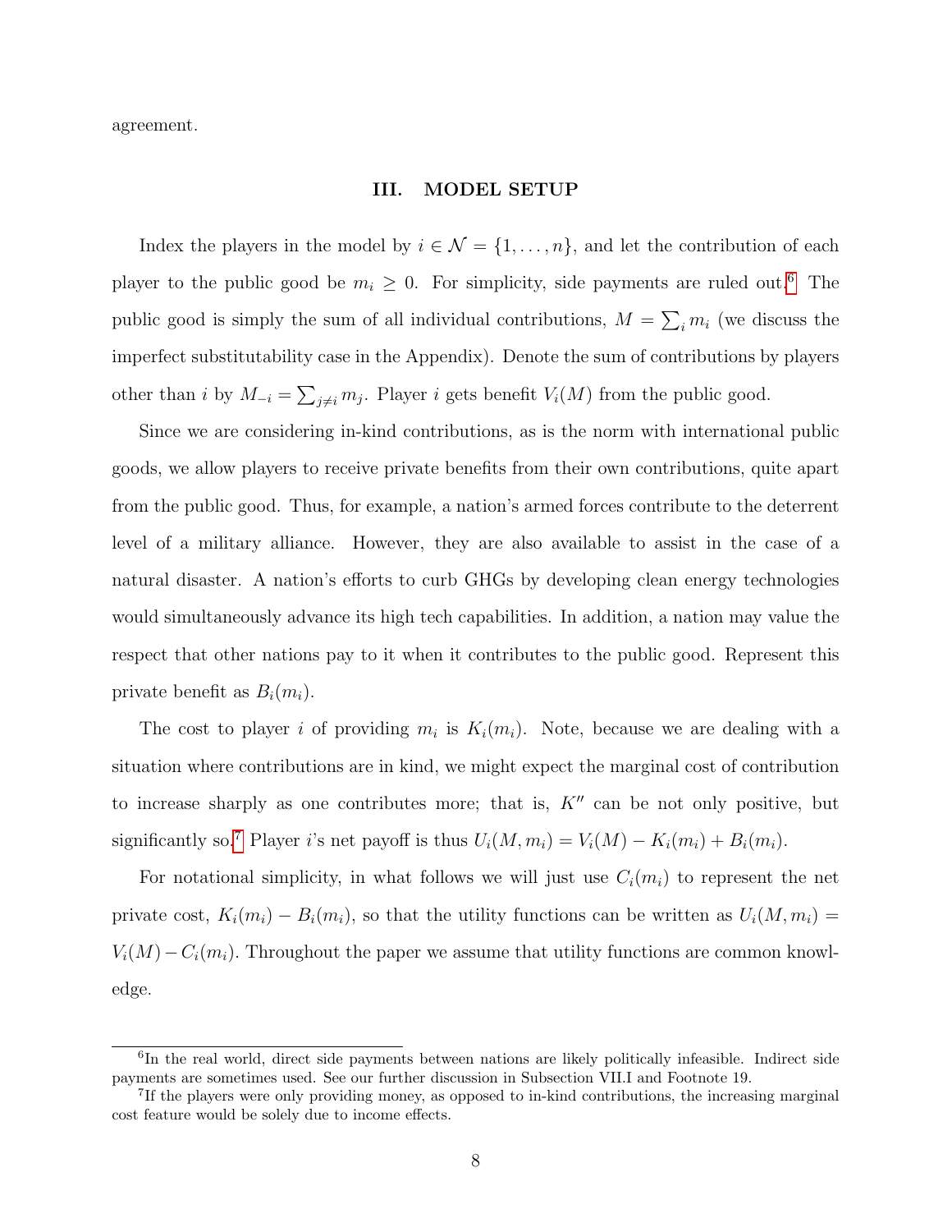agreement.

## III. MODEL SETUP

Index the players in the model by $i \in \mathcal{N} = \{1, \ldots, n\}$, and let the contribution of each player to the public good be $m_i \geq 0$. For simplicity, side payments are ruled out.[6] The public good is simply the sum of all individual contributions, $M = \sum_i m_i$ (we discuss the imperfect substitutability case in the Appendix). Denote the sum of contributions by players other than $i$ by $M_{-i} = \sum_{j \neq i} m_j$. Player $i$ gets benefit $V_i(M)$ from the public good.

Since we are considering in-kind contributions, as is the norm with international public goods, we allow players to receive private benefits from their own contributions, quite apart from the public good. Thus, for example, a nation's armed forces contribute to the deterrent level of a military alliance. However, they are also available to assist in the case of a natural disaster. A nation's efforts to curb GHGs by developing clean energy technologies would simultaneously advance its high tech capabilities. In addition, a nation may value the respect that other nations pay to it when it contributes to the public good. Represent this private benefit as $B_i(m_i)$.

The cost to player $i$ of providing $m_i$ is $K_i(m_i)$. Note, because we are dealing with a situation where contributions are in kind, we might expect the marginal cost of contribution to increase sharply as one contributes more; that is, $K''$ can be not only positive, but significantly so.[7] Player $i$'s net payoff is thus $U_i(M, m_i) = V_i(M) - K_i(m_i) + B_i(m_i)$.

For notational simplicity, in what follows we will just use $C_i(m_i)$ to represent the net private cost, $K_i(m_i) - B_i(m_i)$, so that the utility functions can be written as $U_i(M, m_i) = V_i(M) - C_i(m_i)$. Throughout the paper we assume that utility functions are common knowledge.

[6] In the real world, direct side payments between nations are likely politically infeasible. Indirect side payments are sometimes used. See our further discussion in Subsection VII.I and Footnote 19.

[7] If the players were only providing money, as opposed to in-kind contributions, the increasing marginal cost feature would be solely due to income effects.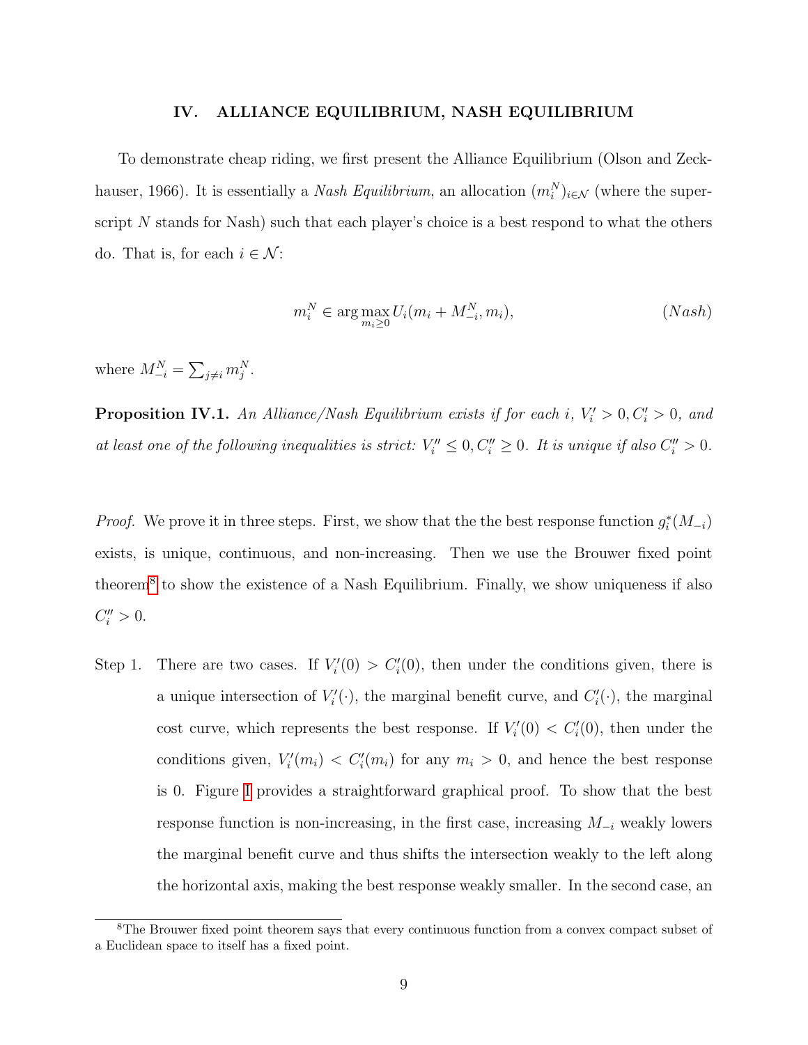## IV. ALLIANCE EQUILIBRIUM, NASH EQUILIBRIUM

To demonstrate cheap riding, we first present the Alliance Equilibrium (Olson and Zeckhauser, 1966). It is essentially a *Nash Equilibrium*, an allocation $(m_i^N)_{i \in \mathcal{N}}$ (where the superscript $N$ stands for Nash) such that each player's choice is a best respond to what the others do. That is, for each $i \in \mathcal{N}$:

$$m_i^N \in \arg\max_{m_i \geq 0} U_i(m_i + M_{-i}^N, m_i), \tag{$Nash$}$$

where $M_{-i}^N = \sum_{j \neq i} m_j^N$.

**Proposition IV.1.** *An Alliance/Nash Equilibrium exists if for each $i$, $V_i' > 0, C_i' > 0$, and at least one of the following inequalities is strict: $V_i'' \leq 0, C_i'' \geq 0$. It is unique if also $C_i'' > 0$.*

*Proof.* We prove it in three steps. First, we show that the the best response function $g_i^*(M_{-i})$ exists, is unique, continuous, and non-increasing. Then we use the Brouwer fixed point theorem[8] to show the existence of a Nash Equilibrium. Finally, we show uniqueness if also $C_i'' > 0$.

Step 1. There are two cases. If $V_i'(0) > C_i'(0)$, then under the conditions given, there is a unique intersection of $V_i'(\cdot)$, the marginal benefit curve, and $C_i'(\cdot)$, the marginal cost curve, which represents the best response. If $V_i'(0) < C_i'(0)$, then under the conditions given, $V_i'(m_i) < C_i'(m_i)$ for any $m_i > 0$, and hence the best response is 0. Figure I provides a straightforward graphical proof. To show that the best response function is non-increasing, in the first case, increasing $M_{-i}$ weakly lowers the marginal benefit curve and thus shifts the intersection weakly to the left along the horizontal axis, making the best response weakly smaller. In the second case, an

[8]The Brouwer fixed point theorem says that every continuous function from a convex compact subset of a Euclidean space to itself has a fixed point.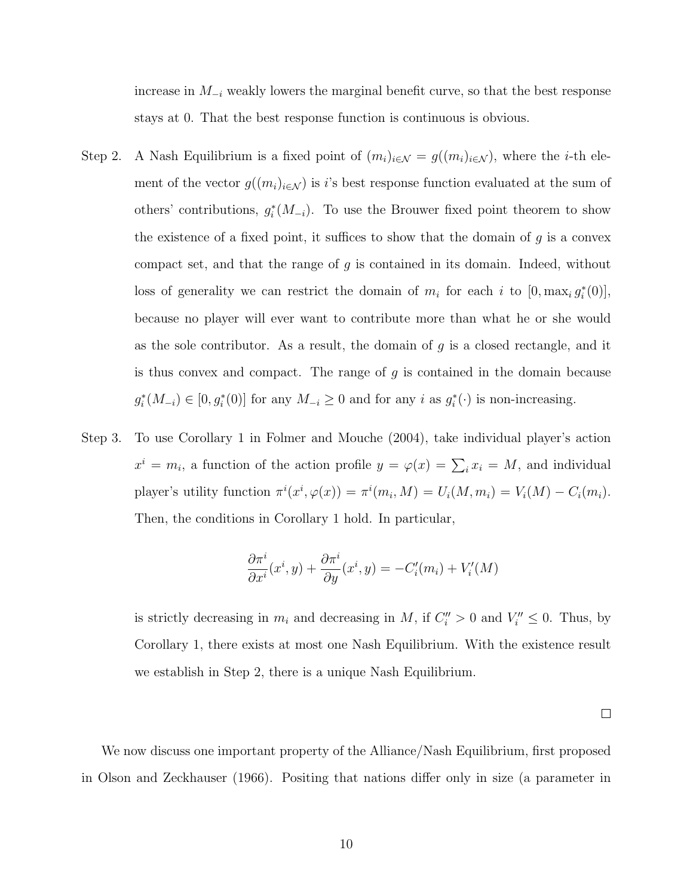increase in $M_{-i}$ weakly lowers the marginal benefit curve, so that the best response stays at 0. That the best response function is continuous is obvious.

Step 2. A Nash Equilibrium is a fixed point of $(m_i)_{i \in \mathcal{N}} = g((m_i)_{i \in \mathcal{N}})$, where the $i$-th element of the vector $g((m_i)_{i \in \mathcal{N}})$ is $i$'s best response function evaluated at the sum of others' contributions, $g_i^*(M_{-i})$. To use the Brouwer fixed point theorem to show the existence of a fixed point, it suffices to show that the domain of $g$ is a convex compact set, and that the range of $g$ is contained in its domain. Indeed, without loss of generality we can restrict the domain of $m_i$ for each $i$ to $[0, \max_i g_i^*(0)]$, because no player will ever want to contribute more than what he or she would as the sole contributor. As a result, the domain of $g$ is a closed rectangle, and it is thus convex and compact. The range of $g$ is contained in the domain because $g_i^*(M_{-i}) \in [0, g_i^*(0)]$ for any $M_{-i} \geq 0$ and for any $i$ as $g_i^*(\cdot)$ is non-increasing.

Step 3. To use Corollary 1 in Folmer and Mouche (2004), take individual player's action $x^i = m_i$, a function of the action profile $y = \varphi(x) = \sum_i x_i = M$, and individual player's utility function $\pi^i(x^i, \varphi(x)) = \pi^i(m_i, M) = U_i(M, m_i) = V_i(M) - C_i(m_i)$. Then, the conditions in Corollary 1 hold. In particular,

$$\frac{\partial \pi^i}{\partial x^i}(x^i, y) + \frac{\partial \pi^i}{\partial y}(x^i, y) = -C_i'(m_i) + V_i'(M)$$

is strictly decreasing in $m_i$ and decreasing in $M$, if $C_i'' > 0$ and $V_i'' \leq 0$. Thus, by Corollary 1, there exists at most one Nash Equilibrium. With the existence result we establish in Step 2, there is a unique Nash Equilibrium.

□

We now discuss one important property of the Alliance/Nash Equilibrium, first proposed in Olson and Zeckhauser (1966). Positing that nations differ only in size (a parameter in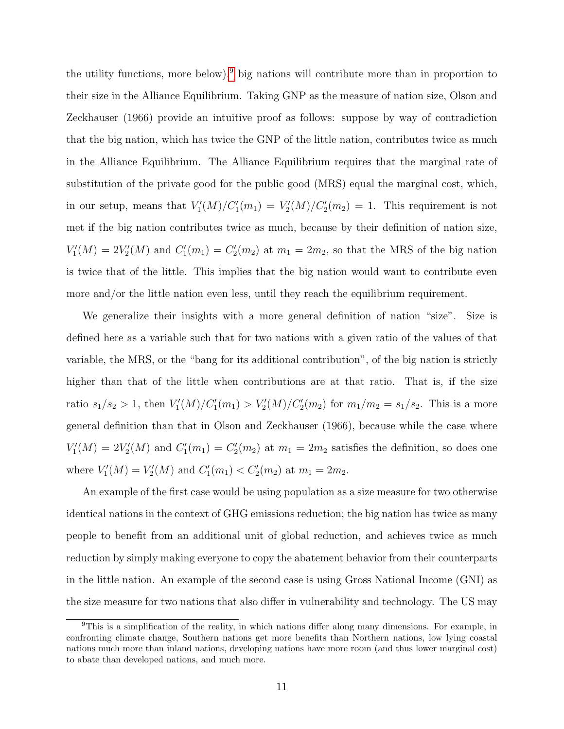the utility functions, more below),[9] big nations will contribute more than in proportion to their size in the Alliance Equilibrium. Taking GNP as the measure of nation size, Olson and Zeckhauser (1966) provide an intuitive proof as follows: suppose by way of contradiction that the big nation, which has twice the GNP of the little nation, contributes twice as much in the Alliance Equilibrium. The Alliance Equilibrium requires that the marginal rate of substitution of the private good for the public good (MRS) equal the marginal cost, which, in our setup, means that $V_1'(M)/C_1'(m_1) = V_2'(M)/C_2'(m_2) = 1$. This requirement is not met if the big nation contributes twice as much, because by their definition of nation size, $V_1'(M) = 2V_2'(M)$ and $C_1'(m_1) = C_2'(m_2)$ at $m_1 = 2m_2$, so that the MRS of the big nation is twice that of the little. This implies that the big nation would want to contribute even more and/or the little nation even less, until they reach the equilibrium requirement.

We generalize their insights with a more general definition of nation "size". Size is defined here as a variable such that for two nations with a given ratio of the values of that variable, the MRS, or the "bang for its additional contribution", of the big nation is strictly higher than that of the little when contributions are at that ratio. That is, if the size ratio $s_1/s_2 > 1$, then $V_1'(M)/C_1'(m_1) > V_2'(M)/C_2'(m_2)$ for $m_1/m_2 = s_1/s_2$. This is a more general definition than that in Olson and Zeckhauser (1966), because while the case where $V_1'(M) = 2V_2'(M)$ and $C_1'(m_1) = C_2'(m_2)$ at $m_1 = 2m_2$ satisfies the definition, so does one where $V_1'(M) = V_2'(M)$ and $C_1'(m_1) < C_2'(m_2)$ at $m_1 = 2m_2$.

An example of the first case would be using population as a size measure for two otherwise identical nations in the context of GHG emissions reduction; the big nation has twice as many people to benefit from an additional unit of global reduction, and achieves twice as much reduction by simply making everyone to copy the abatement behavior from their counterparts in the little nation. An example of the second case is using Gross National Income (GNI) as the size measure for two nations that also differ in vulnerability and technology. The US may

[9] This is a simplification of the reality, in which nations differ along many dimensions. For example, in confronting climate change, Southern nations get more benefits than Northern nations, low lying coastal nations much more than inland nations, developing nations have more room (and thus lower marginal cost) to abate than developed nations, and much more.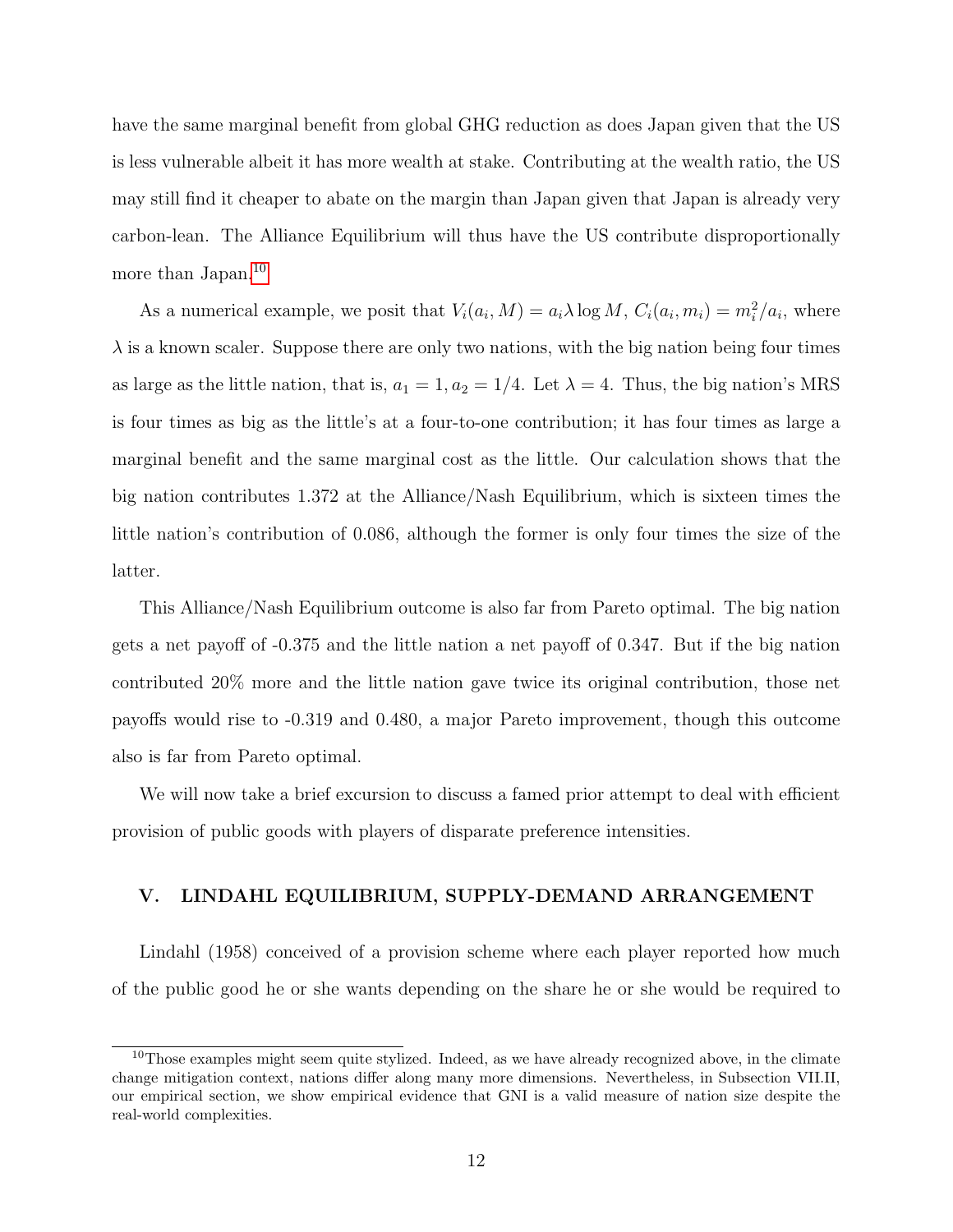have the same marginal benefit from global GHG reduction as does Japan given that the US is less vulnerable albeit it has more wealth at stake. Contributing at the wealth ratio, the US may still find it cheaper to abate on the margin than Japan given that Japan is already very carbon-lean. The Alliance Equilibrium will thus have the US contribute disproportionally more than Japan.[10]

As a numerical example, we posit that $V_i(a_i, M) = a_i \lambda \log M$, $C_i(a_i, m_i) = m_i^2/a_i$, where $\lambda$ is a known scaler. Suppose there are only two nations, with the big nation being four times as large as the little nation, that is, $a_1 = 1, a_2 = 1/4$. Let $\lambda = 4$. Thus, the big nation's MRS is four times as big as the little's at a four-to-one contribution; it has four times as large a marginal benefit and the same marginal cost as the little. Our calculation shows that the big nation contributes 1.372 at the Alliance/Nash Equilibrium, which is sixteen times the little nation's contribution of 0.086, although the former is only four times the size of the latter.

This Alliance/Nash Equilibrium outcome is also far from Pareto optimal. The big nation gets a net payoff of -0.375 and the little nation a net payoff of 0.347. But if the big nation contributed 20% more and the little nation gave twice its original contribution, those net payoffs would rise to -0.319 and 0.480, a major Pareto improvement, though this outcome also is far from Pareto optimal.

We will now take a brief excursion to discuss a famed prior attempt to deal with efficient provision of public goods with players of disparate preference intensities.

## V. LINDAHL EQUILIBRIUM, SUPPLY-DEMAND ARRANGEMENT

Lindahl (1958) conceived of a provision scheme where each player reported how much of the public good he or she wants depending on the share he or she would be required to

[10] Those examples might seem quite stylized. Indeed, as we have already recognized above, in the climate change mitigation context, nations differ along many more dimensions. Nevertheless, in Subsection VII.II, our empirical section, we show empirical evidence that GNI is a valid measure of nation size despite the real-world complexities.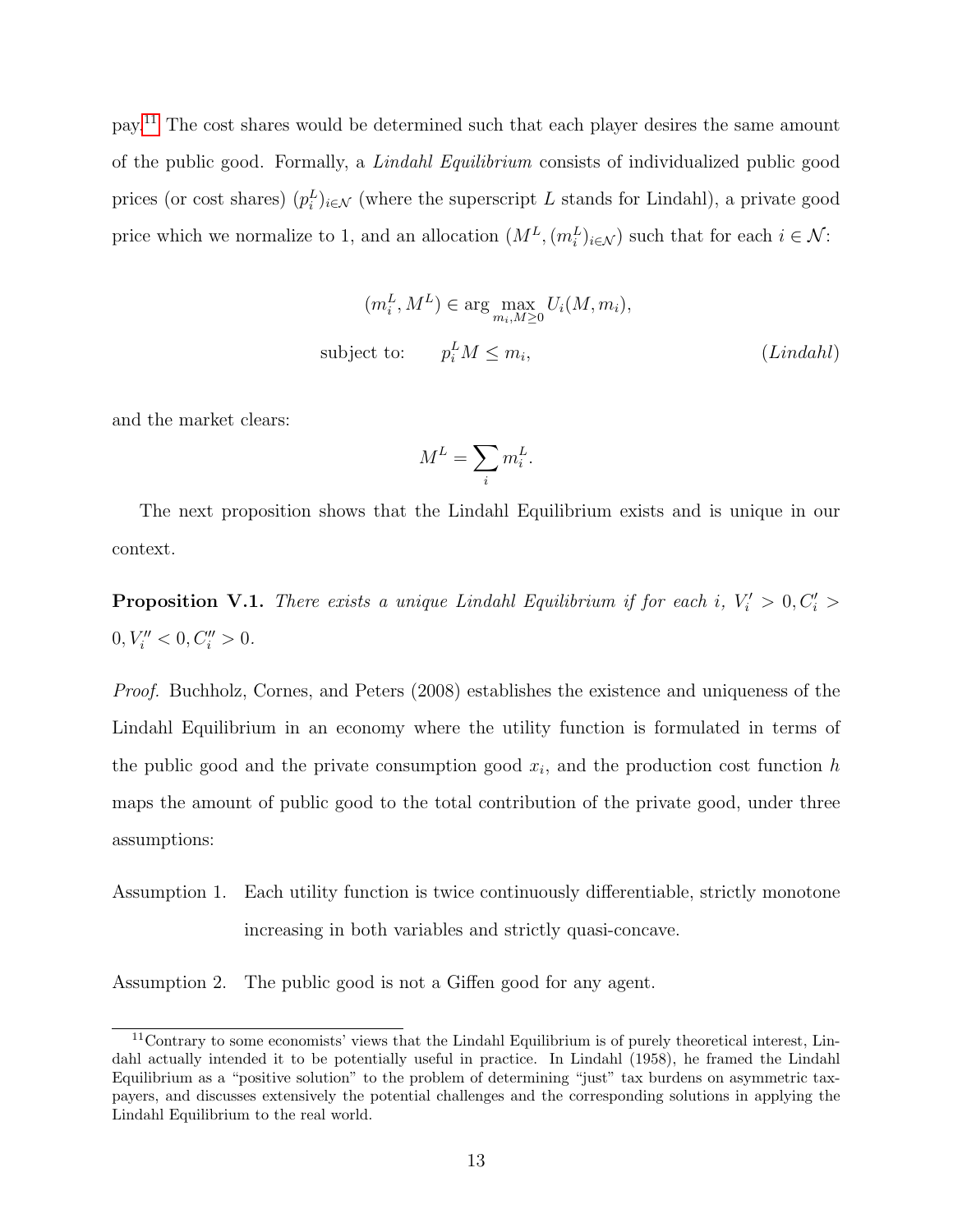pay.[11] The cost shares would be determined such that each player desires the same amount of the public good. Formally, a *Lindahl Equilibrium* consists of individualized public good prices (or cost shares) $(p_i^L)_{i\in\mathcal{N}}$ (where the superscript $L$ stands for Lindahl), a private good price which we normalize to 1, and an allocation $(M^L, (m_i^L)_{i\in\mathcal{N}})$ such that for each $i \in \mathcal{N}$:

$$
\begin{aligned}
(m_i^L, M^L) &\in \arg\max_{m_i, M \geq 0} U_i(M, m_i), \\
\text{subject to:} \qquad & p_i^L M \leq m_i, \qquad\qquad (Lindahl)
\end{aligned}
$$

and the market clears:

$$
M^L = \sum_i m_i^L.
$$

The next proposition shows that the Lindahl Equilibrium exists and is unique in our context.

**Proposition V.1.** *There exists a unique Lindahl Equilibrium if for each $i$, $V_i' > 0, C_i' > 0, V_i'' < 0, C_i'' > 0$.*

*Proof.* Buchholz, Cornes, and Peters (2008) establishes the existence and uniqueness of the Lindahl Equilibrium in an economy where the utility function is formulated in terms of the public good and the private consumption good $x_i$, and the production cost function $h$ maps the amount of public good to the total contribution of the private good, under three assumptions:

Assumption 1. Each utility function is twice continuously differentiable, strictly monotone increasing in both variables and strictly quasi-concave.

Assumption 2. The public good is not a Giffen good for any agent.

[11] Contrary to some economists' views that the Lindahl Equilibrium is of purely theoretical interest, Lindahl actually intended it to be potentially useful in practice. In Lindahl (1958), he framed the Lindahl Equilibrium as a "positive solution" to the problem of determining "just" tax burdens on asymmetric taxpayers, and discusses extensively the potential challenges and the corresponding solutions in applying the Lindahl Equilibrium to the real world.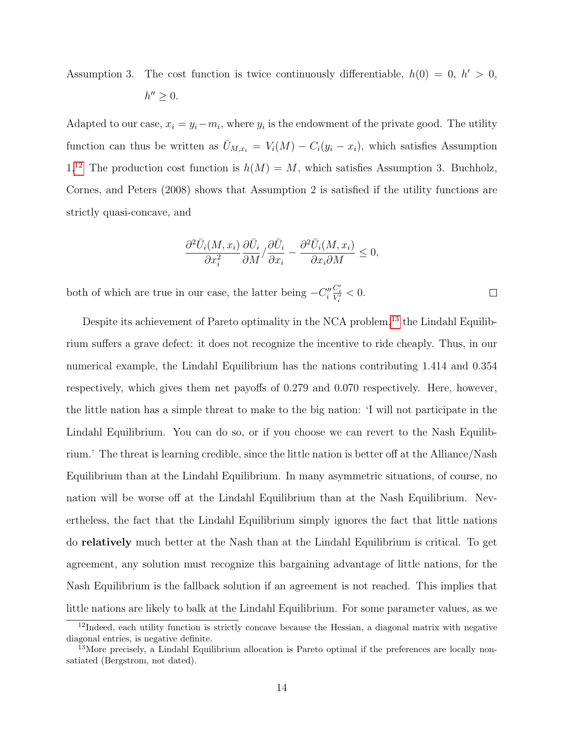Assumption 3. The cost function is twice continuously differentiable, $h(0) = 0$, $h' > 0$, $h'' \geq 0$.

Adapted to our case, $x_i = y_i - m_i$, where $y_i$ is the endowment of the private good. The utility function can thus be written as $\bar{U}_{M,x_i} = V_i(M) - C_i(y_i - x_i)$, which satisfies Assumption 1.[12] The production cost function is $h(M) = M$, which satisfies Assumption 3. Buchholz, Cornes, and Peters (2008) shows that Assumption 2 is satisfied if the utility functions are strictly quasi-concave, and

$$\frac{\partial^2 \bar{U}_i(M, x_i)}{\partial x_i^2} \frac{\partial \bar{U}_i}{\partial M} / \frac{\partial \bar{U}_i}{\partial x_i} - \frac{\partial^2 \bar{U}_i(M, x_i)}{\partial x_i \partial M} \leq 0,$$

both of which are true in our case, the latter being $-C_i'' \frac{C_i'}{V_i'} < 0$. □

Despite its achievement of Pareto optimality in the NCA problem,[13] the Lindahl Equilibrium suffers a grave defect: it does not recognize the incentive to ride cheaply. Thus, in our numerical example, the Lindahl Equilibrium has the nations contributing 1.414 and 0.354 respectively, which gives them net payoffs of 0.279 and 0.070 respectively. Here, however, the little nation has a simple threat to make to the big nation: 'I will not participate in the Lindahl Equilibrium. You can do so, or if you choose we can revert to the Nash Equilibrium.' The threat is learning credible, since the little nation is better off at the Alliance/Nash Equilibrium than at the Lindahl Equilibrium. In many asymmetric situations, of course, no nation will be worse off at the Lindahl Equilibrium than at the Nash Equilibrium. Nevertheless, the fact that the Lindahl Equilibrium simply ignores the fact that little nations do **relatively** much better at the Nash than at the Lindahl Equilibrium is critical. To get agreement, any solution must recognize this bargaining advantage of little nations, for the Nash Equilibrium is the fallback solution if an agreement is not reached. This implies that little nations are likely to balk at the Lindahl Equilibrium. For some parameter values, as we

[12] Indeed, each utility function is strictly concave because the Hessian, a diagonal matrix with negative diagonal entries, is negative definite.

[13] More precisely, a Lindahl Equilibrium allocation is Pareto optimal if the preferences are locally nonsatiated (Bergstrom, not dated).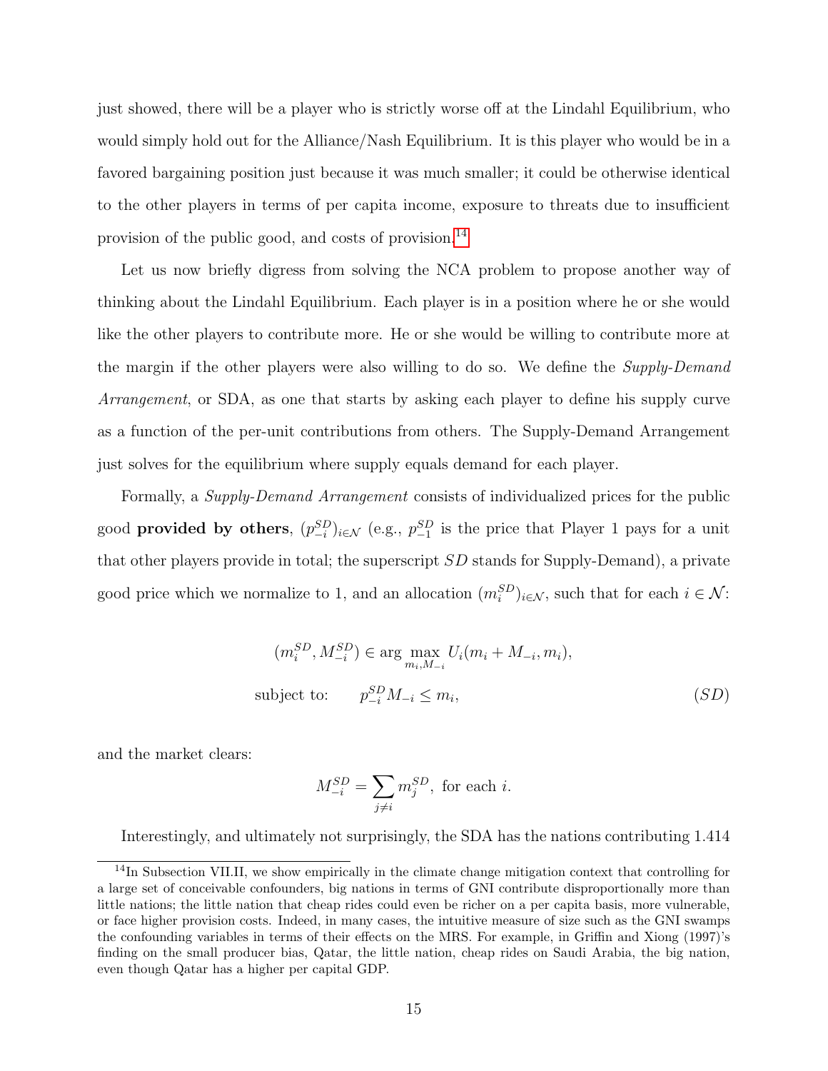just showed, there will be a player who is strictly worse off at the Lindahl Equilibrium, who would simply hold out for the Alliance/Nash Equilibrium. It is this player who would be in a favored bargaining position just because it was much smaller; it could be otherwise identical to the other players in terms of per capita income, exposure to threats due to insufficient provision of the public good, and costs of provision.[14]

Let us now briefly digress from solving the NCA problem to propose another way of thinking about the Lindahl Equilibrium. Each player is in a position where he or she would like the other players to contribute more. He or she would be willing to contribute more at the margin if the other players were also willing to do so. We define the *Supply-Demand Arrangement*, or SDA, as one that starts by asking each player to define his supply curve as a function of the per-unit contributions from others. The Supply-Demand Arrangement just solves for the equilibrium where supply equals demand for each player.

Formally, a *Supply-Demand Arrangement* consists of individualized prices for the public good **provided by others**, $(p_{-i}^{SD})_{i \in \mathcal{N}}$ (e.g., $p_{-1}^{SD}$ is the price that Player 1 pays for a unit that other players provide in total; the superscript $SD$ stands for Supply-Demand), a private good price which we normalize to 1, and an allocation $(m_i^{SD})_{i \in \mathcal{N}}$, such that for each $i \in \mathcal{N}$:

$$
\begin{aligned}
(m_i^{SD}, M_{-i}^{SD}) &\in \arg\max_{m_i, M_{-i}} U_i(m_i + M_{-i}, m_i), \\
\text{subject to:} \qquad & p_{-i}^{SD} M_{-i} \leq m_i,
\end{aligned}
\tag{SD}
$$

and the market clears:

$$
M_{-i}^{SD} = \sum_{j \neq i} m_j^{SD}, \text{ for each } i.
$$

Interestingly, and ultimately not surprisingly, the SDA has the nations contributing 1.414

[14] In Subsection VII.II, we show empirically in the climate change mitigation context that controlling for a large set of conceivable confounders, big nations in terms of GNI contribute disproportionally more than little nations; the little nation that cheap rides could even be richer on a per capita basis, more vulnerable, or face higher provision costs. Indeed, in many cases, the intuitive measure of size such as the GNI swamps the confounding variables in terms of their effects on the MRS. For example, in Griffin and Xiong (1997)'s finding on the small producer bias, Qatar, the little nation, cheap rides on Saudi Arabia, the big nation, even though Qatar has a higher per capital GDP.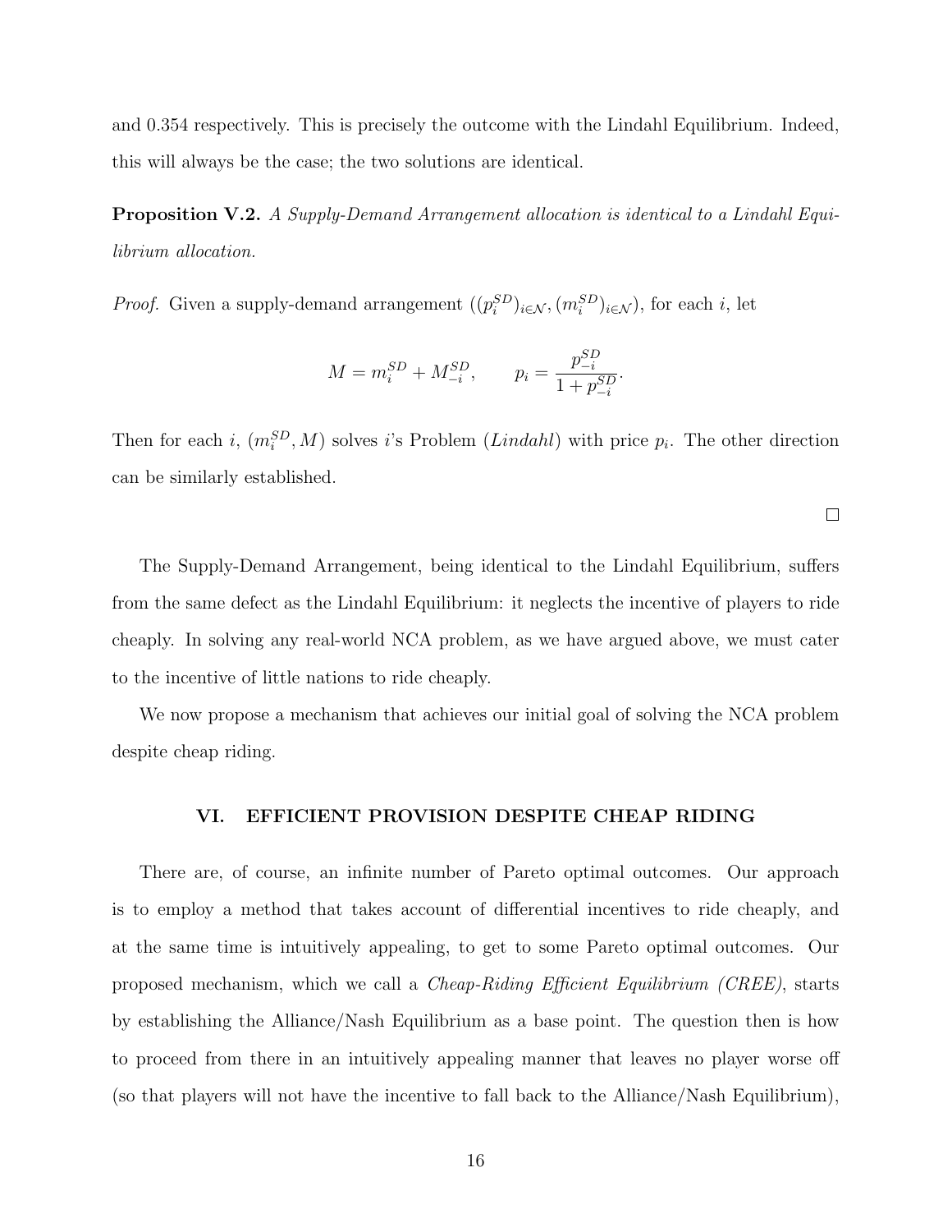and 0.354 respectively. This is precisely the outcome with the Lindahl Equilibrium. Indeed, this will always be the case; the two solutions are identical.

**Proposition V.2.** *A Supply-Demand Arrangement allocation is identical to a Lindahl Equilibrium allocation.*

*Proof.* Given a supply-demand arrangement $((p_i^{SD})_{i\in\mathcal{N}}, (m_i^{SD})_{i\in\mathcal{N}})$, for each $i$, let

$$M = m_i^{SD} + M_{-i}^{SD}, \qquad p_i = \frac{p_{-i}^{SD}}{1 + p_{-i}^{SD}}.$$

Then for each $i$, $(m_i^{SD}, M)$ solves $i$'s Problem (*Lindahl*) with price $p_i$. The other direction can be similarly established.

$\square$

The Supply-Demand Arrangement, being identical to the Lindahl Equilibrium, suffers from the same defect as the Lindahl Equilibrium: it neglects the incentive of players to ride cheaply. In solving any real-world NCA problem, as we have argued above, we must cater to the incentive of little nations to ride cheaply.

We now propose a mechanism that achieves our initial goal of solving the NCA problem despite cheap riding.

## VI. EFFICIENT PROVISION DESPITE CHEAP RIDING

There are, of course, an infinite number of Pareto optimal outcomes. Our approach is to employ a method that takes account of differential incentives to ride cheaply, and at the same time is intuitively appealing, to get to some Pareto optimal outcomes. Our proposed mechanism, which we call a *Cheap-Riding Efficient Equilibrium (CREE)*, starts by establishing the Alliance/Nash Equilibrium as a base point. The question then is how to proceed from there in an intuitively appealing manner that leaves no player worse off (so that players will not have the incentive to fall back to the Alliance/Nash Equilibrium),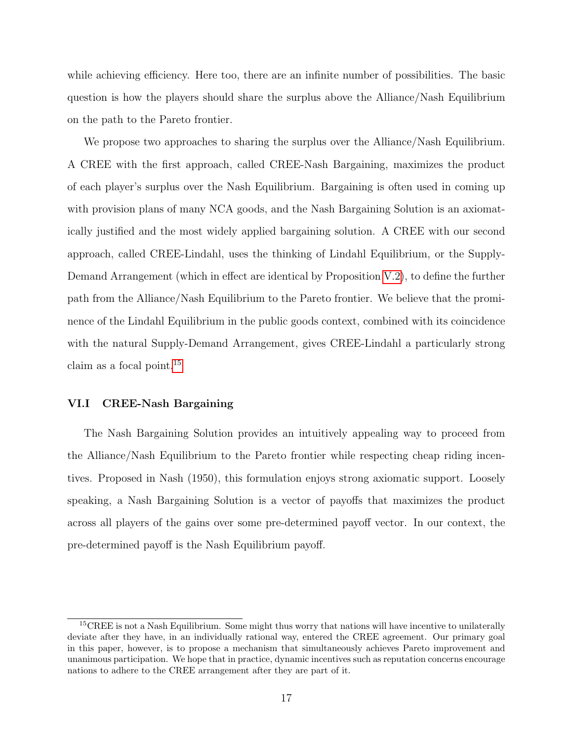while achieving efficiency. Here too, there are an infinite number of possibilities. The basic question is how the players should share the surplus above the Alliance/Nash Equilibrium on the path to the Pareto frontier.

We propose two approaches to sharing the surplus over the Alliance/Nash Equilibrium. A CREE with the first approach, called CREE-Nash Bargaining, maximizes the product of each player's surplus over the Nash Equilibrium. Bargaining is often used in coming up with provision plans of many NCA goods, and the Nash Bargaining Solution is an axiomatically justified and the most widely applied bargaining solution. A CREE with our second approach, called CREE-Lindahl, uses the thinking of Lindahl Equilibrium, or the Supply-Demand Arrangement (which in effect are identical by Proposition V.2), to define the further path from the Alliance/Nash Equilibrium to the Pareto frontier. We believe that the prominence of the Lindahl Equilibrium in the public goods context, combined with its coincidence with the natural Supply-Demand Arrangement, gives CREE-Lindahl a particularly strong claim as a focal point.[15]

### VI.I CREE-Nash Bargaining

The Nash Bargaining Solution provides an intuitively appealing way to proceed from the Alliance/Nash Equilibrium to the Pareto frontier while respecting cheap riding incentives. Proposed in Nash (1950), this formulation enjoys strong axiomatic support. Loosely speaking, a Nash Bargaining Solution is a vector of payoffs that maximizes the product across all players of the gains over some pre-determined payoff vector. In our context, the pre-determined payoff is the Nash Equilibrium payoff.

[15] CREE is not a Nash Equilibrium. Some might thus worry that nations will have incentive to unilaterally deviate after they have, in an individually rational way, entered the CREE agreement. Our primary goal in this paper, however, is to propose a mechanism that simultaneously achieves Pareto improvement and unanimous participation. We hope that in practice, dynamic incentives such as reputation concerns encourage nations to adhere to the CREE arrangement after they are part of it.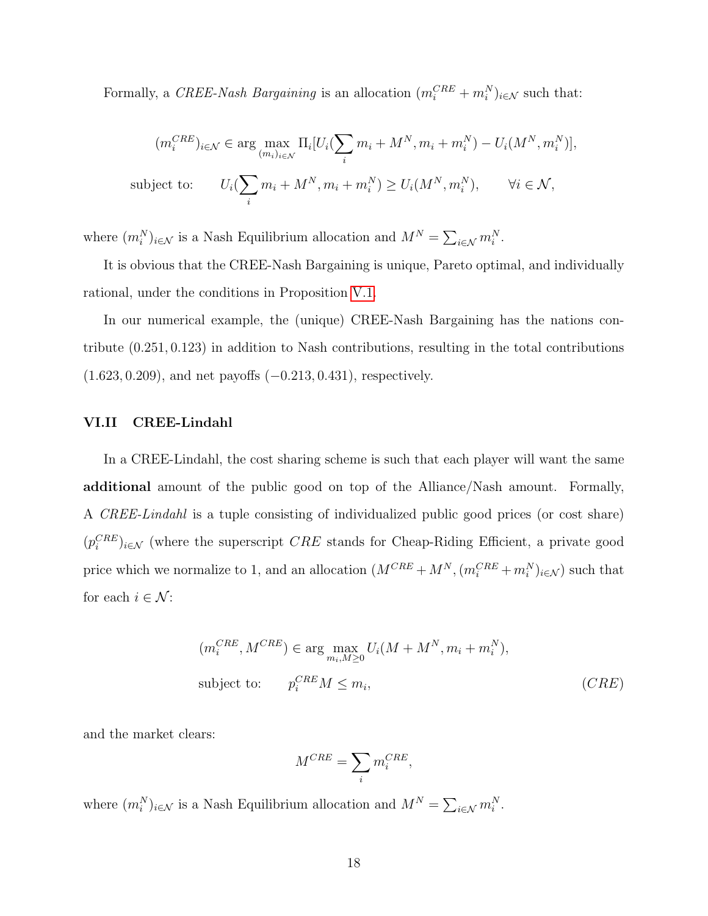Formally, a *CREE-Nash Bargaining* is an allocation $(m_i^{CRE} + m_i^N)_{i\in\mathcal{N}}$ such that:

$$
\begin{aligned}
(m_i^{CRE})_{i\in\mathcal{N}} \in \arg\max_{(m_i)_{i\in\mathcal{N}}} \Pi_i[U_i(\sum_i m_i + M^N, m_i + m_i^N) - U_i(M^N, m_i^N)],\\
\text{subject to:} \qquad U_i(\sum_i m_i + M^N, m_i + m_i^N) \geq U_i(M^N, m_i^N), \qquad \forall i \in \mathcal{N},
\end{aligned}
$$

where $(m_i^N)_{i\in\mathcal{N}}$ is a Nash Equilibrium allocation and $M^N = \sum_{i\in\mathcal{N}} m_i^N$.

It is obvious that the CREE-Nash Bargaining is unique, Pareto optimal, and individually rational, under the conditions in Proposition V.1.

In our numerical example, the (unique) CREE-Nash Bargaining has the nations contribute $(0.251, 0.123)$ in addition to Nash contributions, resulting in the total contributions $(1.623, 0.209)$, and net payoffs $(-0.213, 0.431)$, respectively.

### VI.II CREE-Lindahl

In a CREE-Lindahl, the cost sharing scheme is such that each player will want the same **additional** amount of the public good on top of the Alliance/Nash amount. Formally, A *CREE-Lindahl* is a tuple consisting of individualized public good prices (or cost share) $(p_i^{CRE})_{i\in\mathcal{N}}$ (where the superscript $CRE$ stands for Cheap-Riding Efficient, a private good price which we normalize to 1, and an allocation $(M^{CRE} + M^N, (m_i^{CRE} + m_i^N)_{i\in\mathcal{N}})$ such that for each $i \in \mathcal{N}$:

$$
\begin{aligned}
&(m_i^{CRE}, M^{CRE}) \in \arg\max_{m_i, M\geq 0} U_i(M + M^N, m_i + m_i^N),\\
&\text{subject to:} \qquad p_i^{CRE} M \leq m_i, \qquad\qquad (CRE)
\end{aligned}
$$

and the market clears:

$$
M^{CRE} = \sum_i m_i^{CRE},
$$

where $(m_i^N)_{i\in\mathcal{N}}$ is a Nash Equilibrium allocation and $M^N = \sum_{i\in\mathcal{N}} m_i^N$.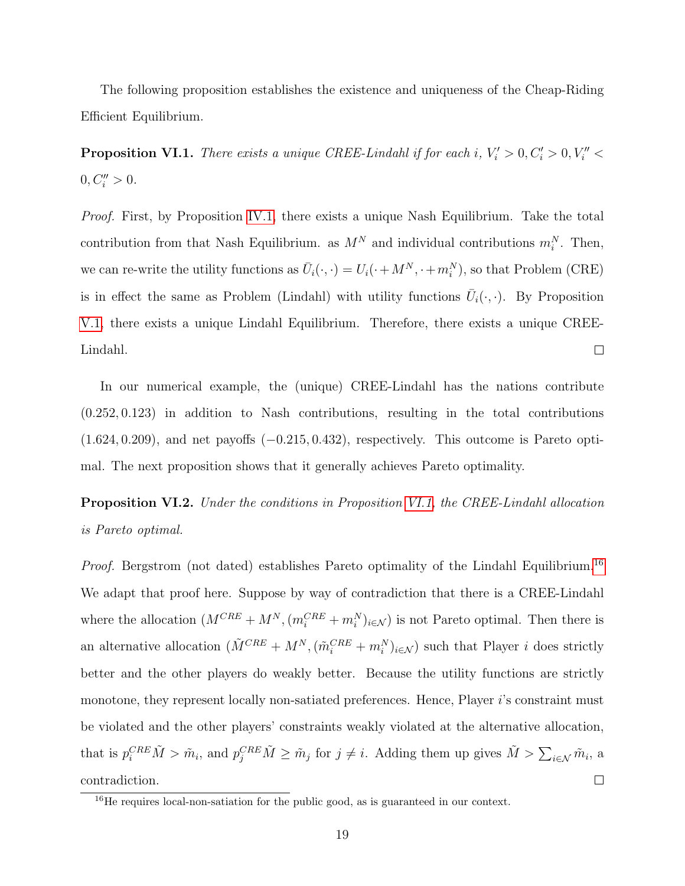The following proposition establishes the existence and uniqueness of the Cheap-Riding Efficient Equilibrium.

**Proposition VI.1.** *There exists a unique CREE-Lindahl if for each $i$, $V_i' > 0, C_i' > 0, V_i'' < 0, C_i'' > 0$.*

*Proof.* First, by Proposition IV.1, there exists a unique Nash Equilibrium. Take the total contribution from that Nash Equilibrium. as $M^N$ and individual contributions $m_i^N$. Then, we can re-write the utility functions as $\bar{U}_i(\cdot,\cdot) = U_i(\cdot + M^N, \cdot + m_i^N)$, so that Problem (CRE) is in effect the same as Problem (Lindahl) with utility functions $\bar{U}_i(\cdot,\cdot)$. By Proposition V.1, there exists a unique Lindahl Equilibrium. Therefore, there exists a unique CREE-Lindahl. □

In our numerical example, the (unique) CREE-Lindahl has the nations contribute $(0.252, 0.123)$ in addition to Nash contributions, resulting in the total contributions $(1.624, 0.209)$, and net payoffs $(-0.215, 0.432)$, respectively. This outcome is Pareto optimal. The next proposition shows that it generally achieves Pareto optimality.

**Proposition VI.2.** *Under the conditions in Proposition VI.1, the CREE-Lindahl allocation is Pareto optimal.*

*Proof.* Bergstrom (not dated) establishes Pareto optimality of the Lindahl Equilibrium.[16] We adapt that proof here. Suppose by way of contradiction that there is a CREE-Lindahl where the allocation $(M^{CRE} + M^N, (m_i^{CRE} + m_i^N)_{i\in\mathcal{N}})$ is not Pareto optimal. Then there is an alternative allocation $(\tilde{M}^{CRE} + M^N, (\tilde{m}_i^{CRE} + m_i^N)_{i\in\mathcal{N}})$ such that Player $i$ does strictly better and the other players do weakly better. Because the utility functions are strictly monotone, they represent locally non-satiated preferences. Hence, Player $i$'s constraint must be violated and the other players' constraints weakly violated at the alternative allocation, that is $p_i^{CRE}\tilde{M} > \tilde{m}_i$, and $p_j^{CRE}\tilde{M} \geq \tilde{m}_j$ for $j \neq i$. Adding them up gives $\tilde{M} > \sum_{i\in\mathcal{N}} \tilde{m}_i$, a contradiction. □

[16] He requires local-non-satiation for the public good, as is guaranteed in our context.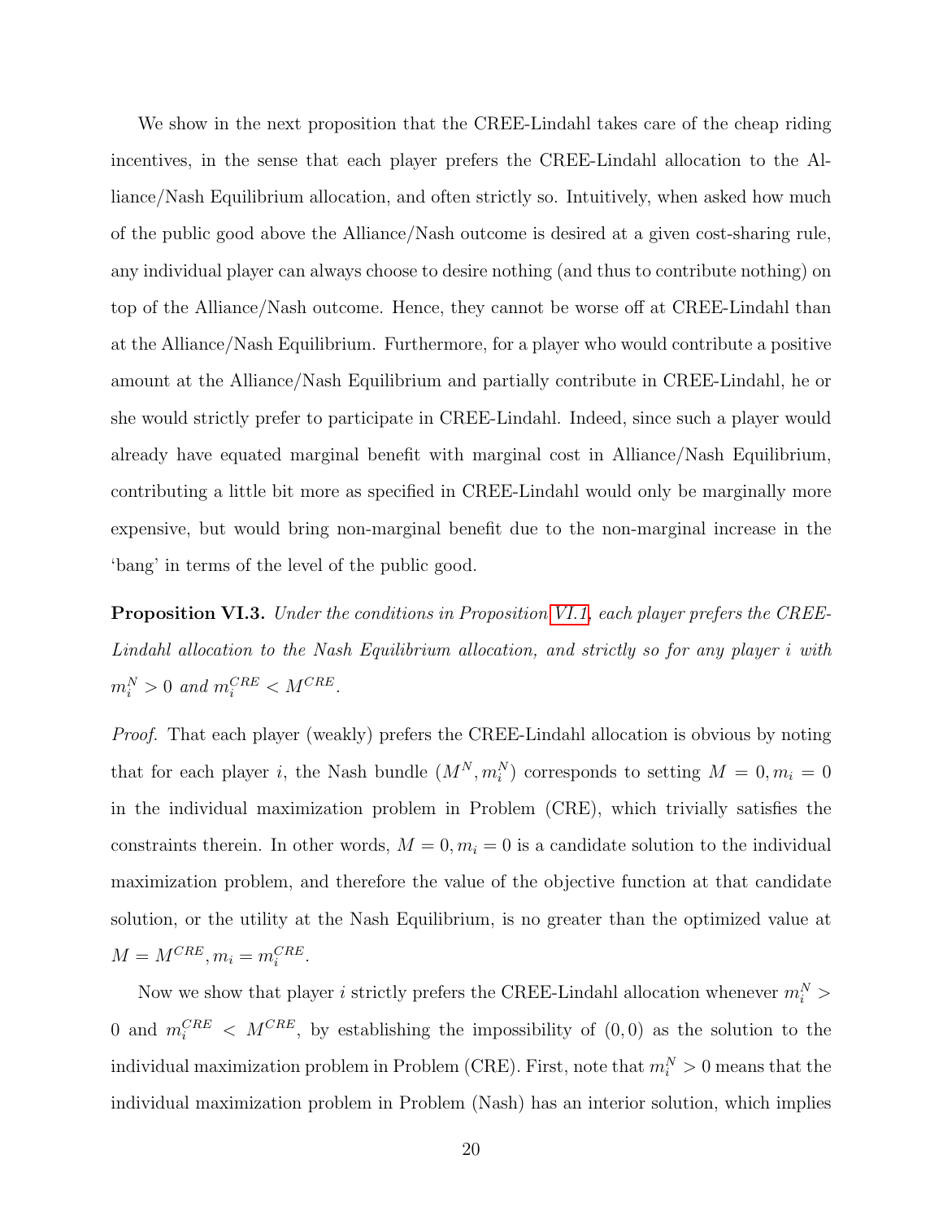We show in the next proposition that the CREE-Lindahl takes care of the cheap riding incentives, in the sense that each player prefers the CREE-Lindahl allocation to the Alliance/Nash Equilibrium allocation, and often strictly so. Intuitively, when asked how much of the public good above the Alliance/Nash outcome is desired at a given cost-sharing rule, any individual player can always choose to desire nothing (and thus to contribute nothing) on top of the Alliance/Nash outcome. Hence, they cannot be worse off at CREE-Lindahl than at the Alliance/Nash Equilibrium. Furthermore, for a player who would contribute a positive amount at the Alliance/Nash Equilibrium and partially contribute in CREE-Lindahl, he or she would strictly prefer to participate in CREE-Lindahl. Indeed, since such a player would already have equated marginal benefit with marginal cost in Alliance/Nash Equilibrium, contributing a little bit more as specified in CREE-Lindahl would only be marginally more expensive, but would bring non-marginal benefit due to the non-marginal increase in the 'bang' in terms of the level of the public good.

**Proposition VI.3.** *Under the conditions in Proposition VI.1, each player prefers the CREE-Lindahl allocation to the Nash Equilibrium allocation, and strictly so for any player $i$ with $m_i^N > 0$ and $m_i^{CRE} < M^{CRE}$.*

*Proof.* That each player (weakly) prefers the CREE-Lindahl allocation is obvious by noting that for each player $i$, the Nash bundle $(M^N, m_i^N)$ corresponds to setting $M = 0, m_i = 0$ in the individual maximization problem in Problem (CRE), which trivially satisfies the constraints therein. In other words, $M = 0, m_i = 0$ is a candidate solution to the individual maximization problem, and therefore the value of the objective function at that candidate solution, or the utility at the Nash Equilibrium, is no greater than the optimized value at $M = M^{CRE}, m_i = m_i^{CRE}$.

Now we show that player $i$ strictly prefers the CREE-Lindahl allocation whenever $m_i^N > 0$ and $m_i^{CRE} < M^{CRE}$, by establishing the impossibility of $(0, 0)$ as the solution to the individual maximization problem in Problem (CRE). First, note that $m_i^N > 0$ means that the individual maximization problem in Problem (Nash) has an interior solution, which implies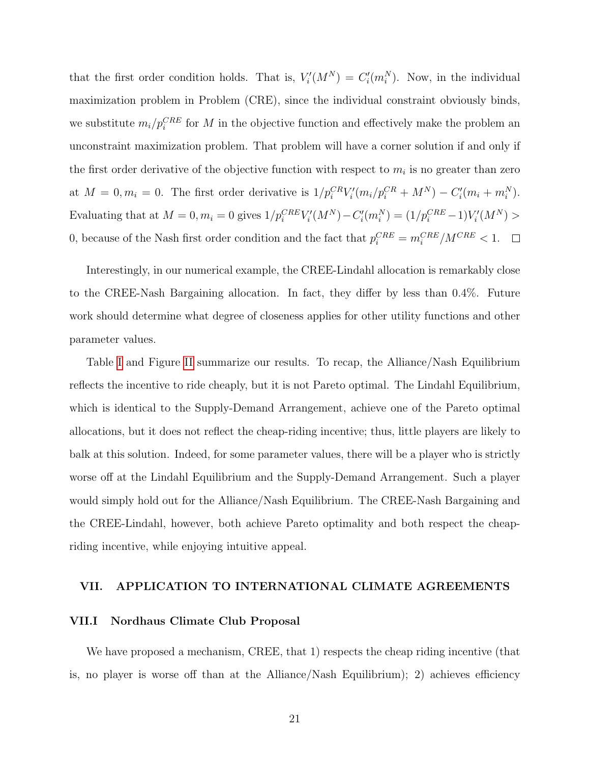that the first order condition holds. That is, $V_i'(M^N) = C_i'(m_i^N)$. Now, in the individual maximization problem in Problem (CRE), since the individual constraint obviously binds, we substitute $m_i/p_i^{CRE}$ for $M$ in the objective function and effectively make the problem an unconstraint maximization problem. That problem will have a corner solution if and only if the first order derivative of the objective function with respect to $m_i$ is no greater than zero at $M = 0, m_i = 0$. The first order derivative is $1/p_i^{CR} V_i'(m_i/p_i^{CR} + M^N) - C_i'(m_i + m_i^N)$. Evaluating that at $M = 0, m_i = 0$ gives $1/p_i^{CRE} V_i'(M^N) - C_i'(m_i^N) = (1/p_i^{CRE} - 1) V_i'(M^N) > 0$, because of the Nash first order condition and the fact that $p_i^{CRE} = m_i^{CRE}/M^{CRE} < 1$. $\square$

Interestingly, in our numerical example, the CREE-Lindahl allocation is remarkably close to the CREE-Nash Bargaining allocation. In fact, they differ by less than 0.4%. Future work should determine what degree of closeness applies for other utility functions and other parameter values.

Table I and Figure II summarize our results. To recap, the Alliance/Nash Equilibrium reflects the incentive to ride cheaply, but it is not Pareto optimal. The Lindahl Equilibrium, which is identical to the Supply-Demand Arrangement, achieve one of the Pareto optimal allocations, but it does not reflect the cheap-riding incentive; thus, little players are likely to balk at this solution. Indeed, for some parameter values, there will be a player who is strictly worse off at the Lindahl Equilibrium and the Supply-Demand Arrangement. Such a player would simply hold out for the Alliance/Nash Equilibrium. The CREE-Nash Bargaining and the CREE-Lindahl, however, both achieve Pareto optimality and both respect the cheap-riding incentive, while enjoying intuitive appeal.

## VII. APPLICATION TO INTERNATIONAL CLIMATE AGREEMENTS

### VII.I Nordhaus Climate Club Proposal

We have proposed a mechanism, CREE, that 1) respects the cheap riding incentive (that is, no player is worse off than at the Alliance/Nash Equilibrium); 2) achieves efficiency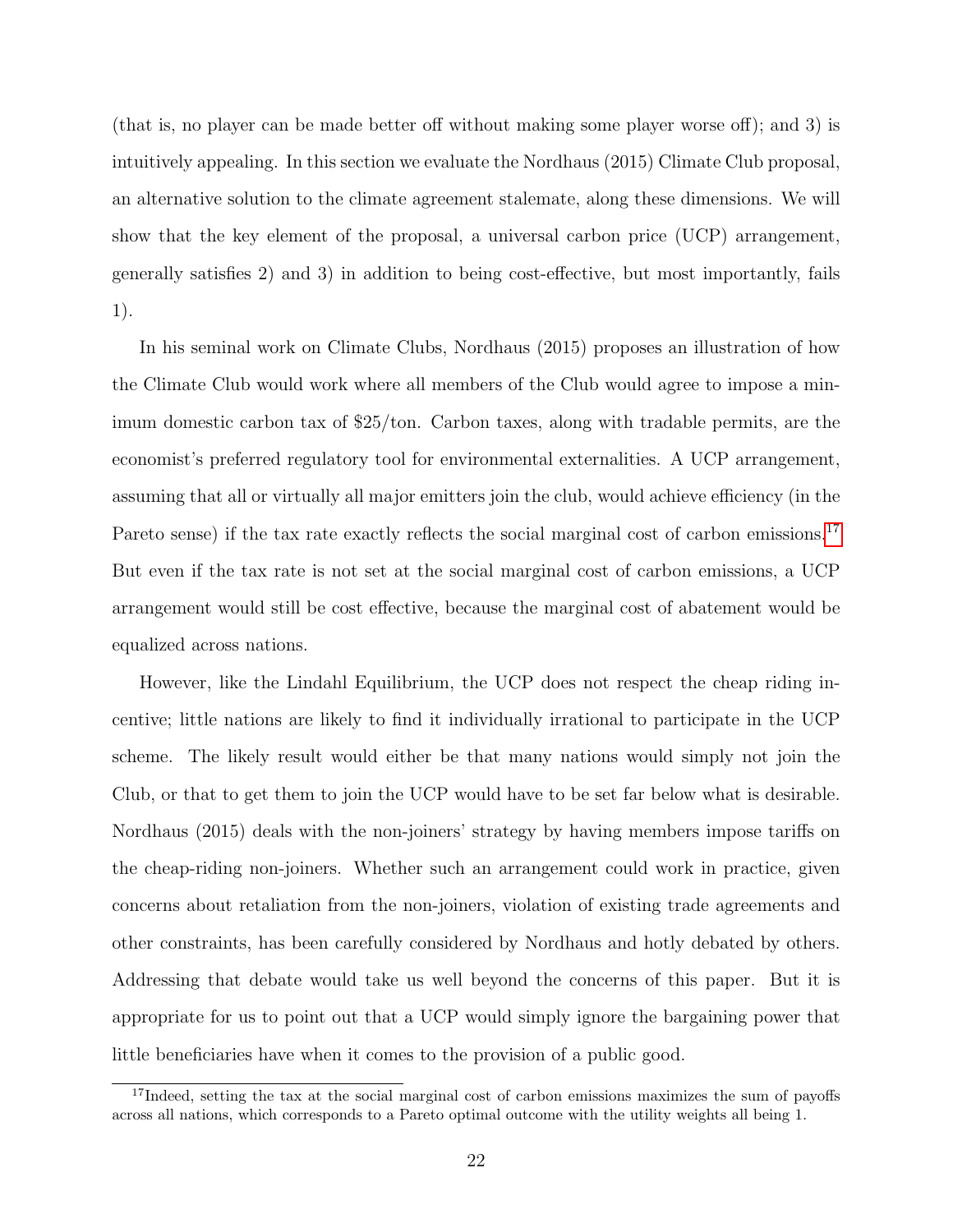(that is, no player can be made better off without making some player worse off); and 3) is intuitively appealing. In this section we evaluate the Nordhaus (2015) Climate Club proposal, an alternative solution to the climate agreement stalemate, along these dimensions. We will show that the key element of the proposal, a universal carbon price (UCP) arrangement, generally satisfies 2) and 3) in addition to being cost-effective, but most importantly, fails 1).

In his seminal work on Climate Clubs, Nordhaus (2015) proposes an illustration of how the Climate Club would work where all members of the Club would agree to impose a minimum domestic carbon tax of $25/ton. Carbon taxes, along with tradable permits, are the economist's preferred regulatory tool for environmental externalities. A UCP arrangement, assuming that all or virtually all major emitters join the club, would achieve efficiency (in the Pareto sense) if the tax rate exactly reflects the social marginal cost of carbon emissions.[17] But even if the tax rate is not set at the social marginal cost of carbon emissions, a UCP arrangement would still be cost effective, because the marginal cost of abatement would be equalized across nations.

However, like the Lindahl Equilibrium, the UCP does not respect the cheap riding incentive; little nations are likely to find it individually irrational to participate in the UCP scheme. The likely result would either be that many nations would simply not join the Club, or that to get them to join the UCP would have to be set far below what is desirable. Nordhaus (2015) deals with the non-joiners' strategy by having members impose tariffs on the cheap-riding non-joiners. Whether such an arrangement could work in practice, given concerns about retaliation from the non-joiners, violation of existing trade agreements and other constraints, has been carefully considered by Nordhaus and hotly debated by others. Addressing that debate would take us well beyond the concerns of this paper. But it is appropriate for us to point out that a UCP would simply ignore the bargaining power that little beneficiaries have when it comes to the provision of a public good.

[17]Indeed, setting the tax at the social marginal cost of carbon emissions maximizes the sum of payoffs across all nations, which corresponds to a Pareto optimal outcome with the utility weights all being 1.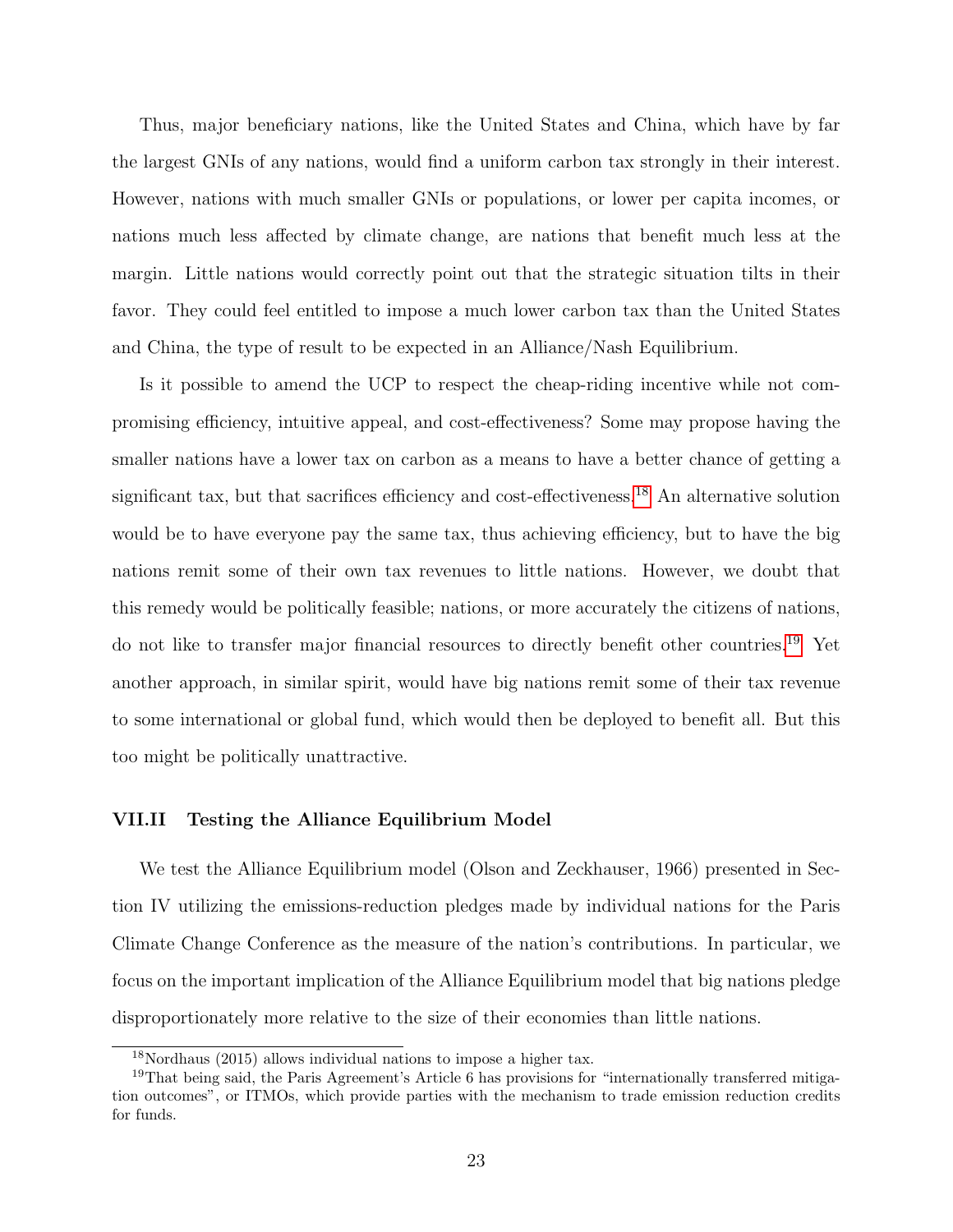Thus, major beneficiary nations, like the United States and China, which have by far the largest GNIs of any nations, would find a uniform carbon tax strongly in their interest. However, nations with much smaller GNIs or populations, or lower per capita incomes, or nations much less affected by climate change, are nations that benefit much less at the margin. Little nations would correctly point out that the strategic situation tilts in their favor. They could feel entitled to impose a much lower carbon tax than the United States and China, the type of result to be expected in an Alliance/Nash Equilibrium.

Is it possible to amend the UCP to respect the cheap-riding incentive while not compromising efficiency, intuitive appeal, and cost-effectiveness? Some may propose having the smaller nations have a lower tax on carbon as a means to have a better chance of getting a significant tax, but that sacrifices efficiency and cost-effectiveness.[18] An alternative solution would be to have everyone pay the same tax, thus achieving efficiency, but to have the big nations remit some of their own tax revenues to little nations. However, we doubt that this remedy would be politically feasible; nations, or more accurately the citizens of nations, do not like to transfer major financial resources to directly benefit other countries.[19] Yet another approach, in similar spirit, would have big nations remit some of their tax revenue to some international or global fund, which would then be deployed to benefit all. But this too might be politically unattractive.

### VII.II Testing the Alliance Equilibrium Model

We test the Alliance Equilibrium model (Olson and Zeckhauser, 1966) presented in Section IV utilizing the emissions-reduction pledges made by individual nations for the Paris Climate Change Conference as the measure of the nation's contributions. In particular, we focus on the important implication of the Alliance Equilibrium model that big nations pledge disproportionately more relative to the size of their economies than little nations.

---

[18] Nordhaus (2015) allows individual nations to impose a higher tax.

[19] That being said, the Paris Agreement's Article 6 has provisions for "internationally transferred mitigation outcomes", or ITMOs, which provide parties with the mechanism to trade emission reduction credits for funds.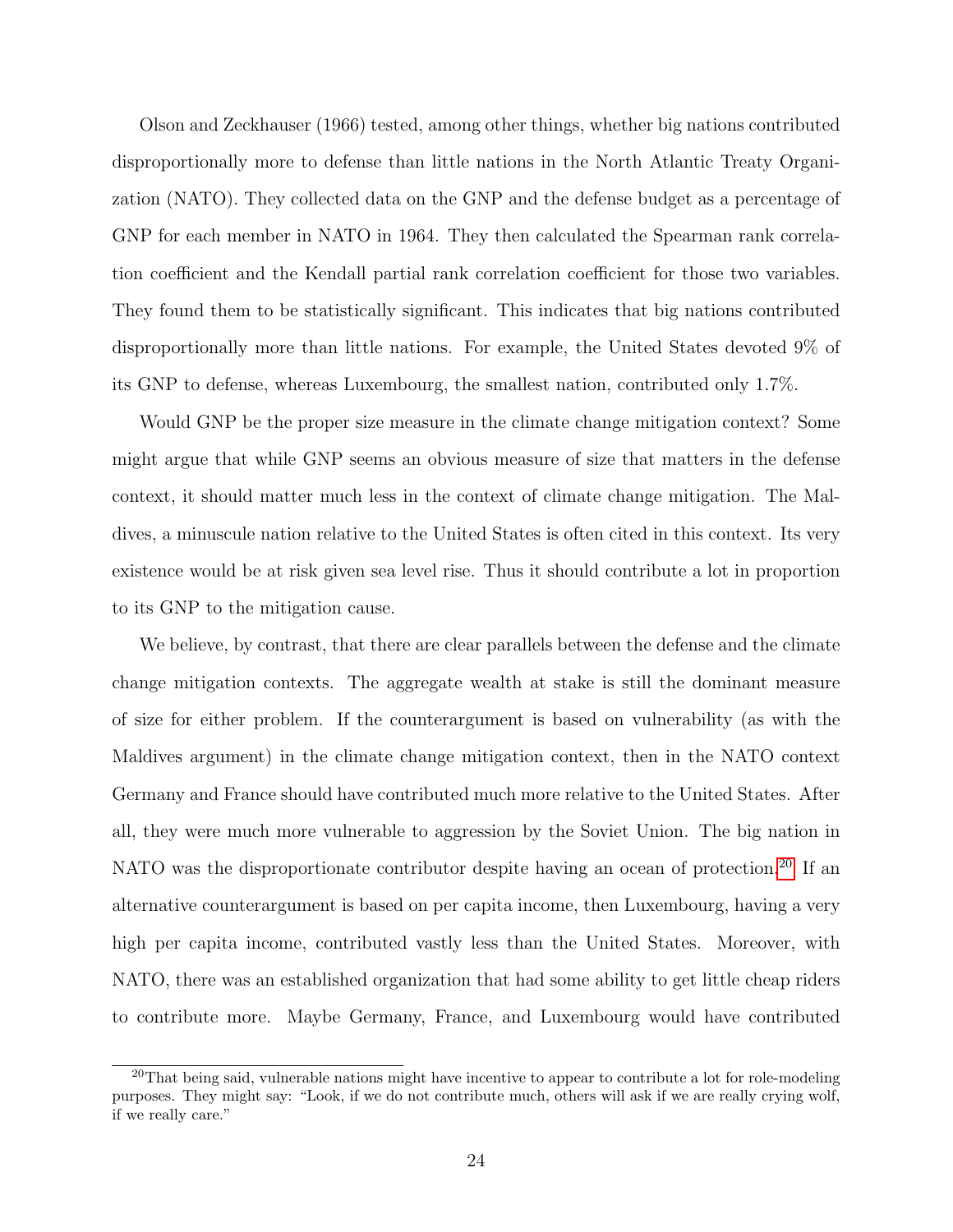Olson and Zeckhauser (1966) tested, among other things, whether big nations contributed disproportionally more to defense than little nations in the North Atlantic Treaty Organization (NATO). They collected data on the GNP and the defense budget as a percentage of GNP for each member in NATO in 1964. They then calculated the Spearman rank correlation coefficient and the Kendall partial rank correlation coefficient for those two variables. They found them to be statistically significant. This indicates that big nations contributed disproportionally more than little nations. For example, the United States devoted 9% of its GNP to defense, whereas Luxembourg, the smallest nation, contributed only 1.7%.

Would GNP be the proper size measure in the climate change mitigation context? Some might argue that while GNP seems an obvious measure of size that matters in the defense context, it should matter much less in the context of climate change mitigation. The Maldives, a minuscule nation relative to the United States is often cited in this context. Its very existence would be at risk given sea level rise. Thus it should contribute a lot in proportion to its GNP to the mitigation cause.

We believe, by contrast, that there are clear parallels between the defense and the climate change mitigation contexts. The aggregate wealth at stake is still the dominant measure of size for either problem. If the counterargument is based on vulnerability (as with the Maldives argument) in the climate change mitigation context, then in the NATO context Germany and France should have contributed much more relative to the United States. After all, they were much more vulnerable to aggression by the Soviet Union. The big nation in NATO was the disproportionate contributor despite having an ocean of protection.[20] If an alternative counterargument is based on per capita income, then Luxembourg, having a very high per capita income, contributed vastly less than the United States. Moreover, with NATO, there was an established organization that had some ability to get little cheap riders to contribute more. Maybe Germany, France, and Luxembourg would have contributed

[20] That being said, vulnerable nations might have incentive to appear to contribute a lot for role-modeling purposes. They might say: "Look, if we do not contribute much, others will ask if we are really crying wolf, if we really care."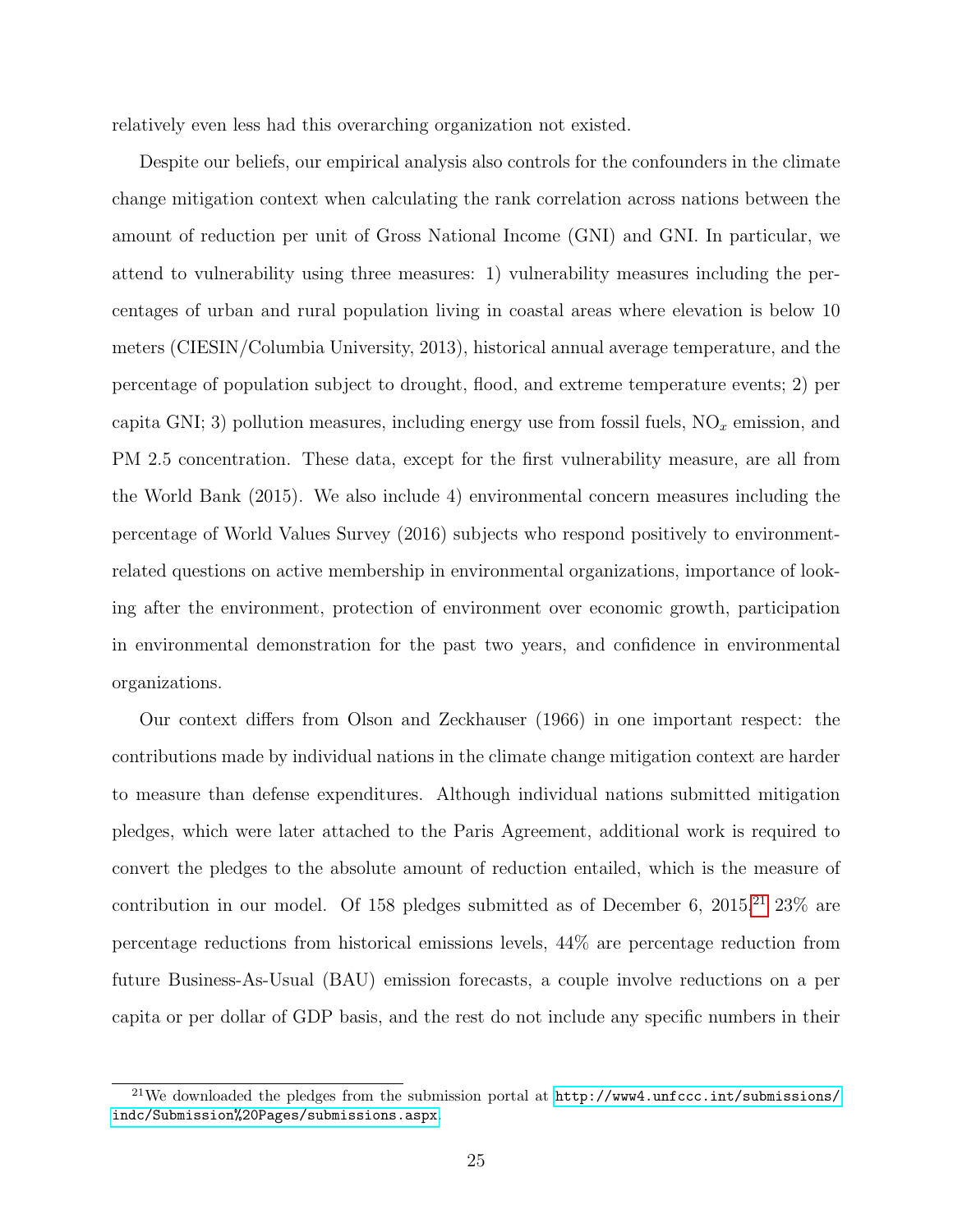relatively even less had this overarching organization not existed.

Despite our beliefs, our empirical analysis also controls for the confounders in the climate change mitigation context when calculating the rank correlation across nations between the amount of reduction per unit of Gross National Income (GNI) and GNI. In particular, we attend to vulnerability using three measures: 1) vulnerability measures including the percentages of urban and rural population living in coastal areas where elevation is below 10 meters (CIESIN/Columbia University, 2013), historical annual average temperature, and the percentage of population subject to drought, flood, and extreme temperature events; 2) per capita GNI; 3) pollution measures, including energy use from fossil fuels, $NO_x$ emission, and PM 2.5 concentration. These data, except for the first vulnerability measure, are all from the World Bank (2015). We also include 4) environmental concern measures including the percentage of World Values Survey (2016) subjects who respond positively to environment-related questions on active membership in environmental organizations, importance of looking after the environment, protection of environment over economic growth, participation in environmental demonstration for the past two years, and confidence in environmental organizations.

Our context differs from Olson and Zeckhauser (1966) in one important respect: the contributions made by individual nations in the climate change mitigation context are harder to measure than defense expenditures. Although individual nations submitted mitigation pledges, which were later attached to the Paris Agreement, additional work is required to convert the pledges to the absolute amount of reduction entailed, which is the measure of contribution in our model. Of 158 pledges submitted as of December 6, 2015,[21] 23% are percentage reductions from historical emissions levels, 44% are percentage reduction from future Business-As-Usual (BAU) emission forecasts, a couple involve reductions on a per capita or per dollar of GDP basis, and the rest do not include any specific numbers in their

[21] We downloaded the pledges from the submission portal at http://www4.unfccc.int/submissions/indc/Submission%20Pages/submissions.aspx.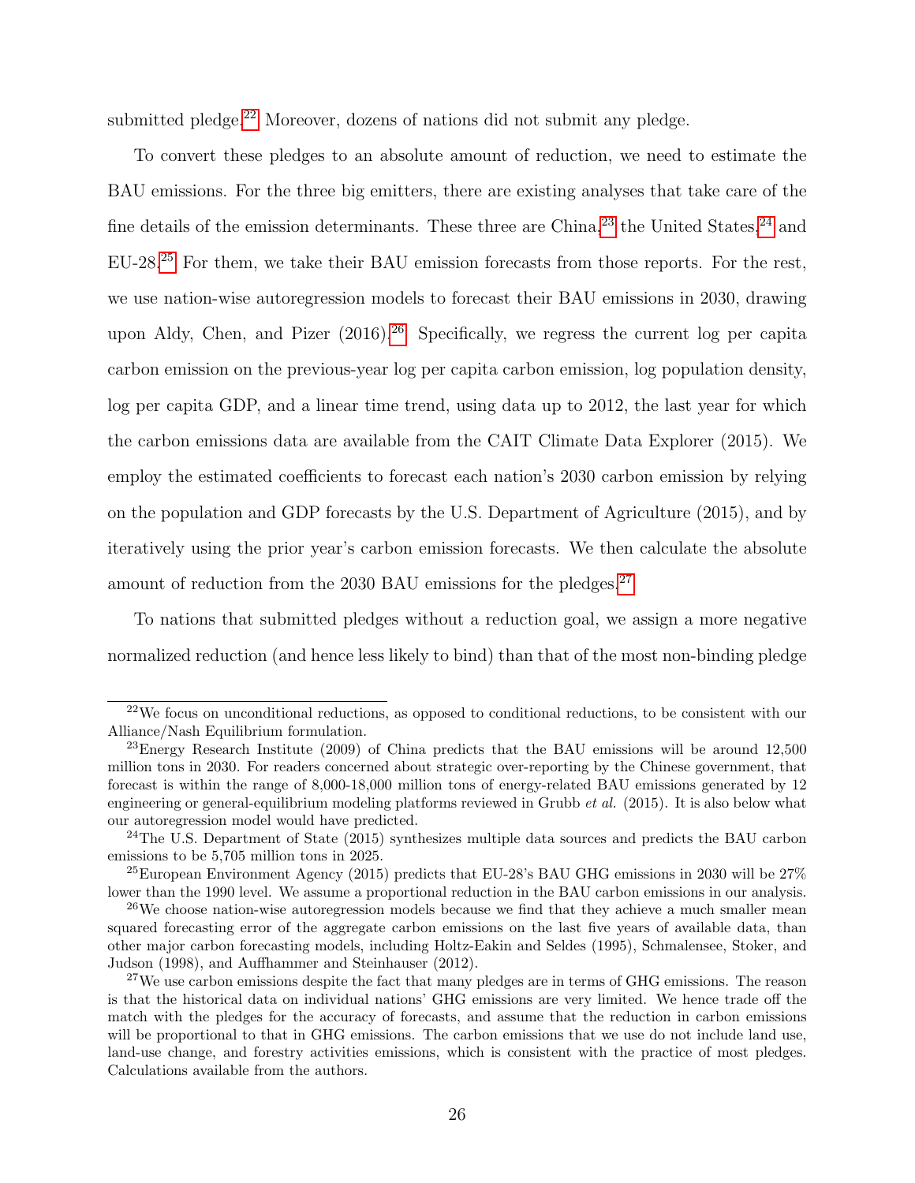submitted pledge.[22] Moreover, dozens of nations did not submit any pledge.

To convert these pledges to an absolute amount of reduction, we need to estimate the BAU emissions. For the three big emitters, there are existing analyses that take care of the fine details of the emission determinants. These three are China,[23] the United States,[24] and EU-28.[25] For them, we take their BAU emission forecasts from those reports. For the rest, we use nation-wise autoregression models to forecast their BAU emissions in 2030, drawing upon Aldy, Chen, and Pizer (2016).[26] Specifically, we regress the current log per capita carbon emission on the previous-year log per capita carbon emission, log population density, log per capita GDP, and a linear time trend, using data up to 2012, the last year for which the carbon emissions data are available from the CAIT Climate Data Explorer (2015). We employ the estimated coefficients to forecast each nation's 2030 carbon emission by relying on the population and GDP forecasts by the U.S. Department of Agriculture (2015), and by iteratively using the prior year's carbon emission forecasts. We then calculate the absolute amount of reduction from the 2030 BAU emissions for the pledges.[27]

To nations that submitted pledges without a reduction goal, we assign a more negative normalized reduction (and hence less likely to bind) than that of the most non-binding pledge

---

[22] We focus on unconditional reductions, as opposed to conditional reductions, to be consistent with our Alliance/Nash Equilibrium formulation.

[23] Energy Research Institute (2009) of China predicts that the BAU emissions will be around 12,500 million tons in 2030. For readers concerned about strategic over-reporting by the Chinese government, that forecast is within the range of 8,000-18,000 million tons of energy-related BAU emissions generated by 12 engineering or general-equilibrium modeling platforms reviewed in Grubb *et al.* (2015). It is also below what our autoregression model would have predicted.

[24] The U.S. Department of State (2015) synthesizes multiple data sources and predicts the BAU carbon emissions to be 5,705 million tons in 2025.

[25] European Environment Agency (2015) predicts that EU-28's BAU GHG emissions in 2030 will be 27% lower than the 1990 level. We assume a proportional reduction in the BAU carbon emissions in our analysis.

[26] We choose nation-wise autoregression models because we find that they achieve a much smaller mean squared forecasting error of the aggregate carbon emissions on the last five years of available data, than other major carbon forecasting models, including Holtz-Eakin and Seldes (1995), Schmalensee, Stoker, and Judson (1998), and Auffhammer and Steinhauser (2012).

[27] We use carbon emissions despite the fact that many pledges are in terms of GHG emissions. The reason is that the historical data on individual nations' GHG emissions are very limited. We hence trade off the match with the pledges for the accuracy of forecasts, and assume that the reduction in carbon emissions will be proportional to that in GHG emissions. The carbon emissions that we use do not include land use, land-use change, and forestry activities emissions, which is consistent with the practice of most pledges. Calculations available from the authors.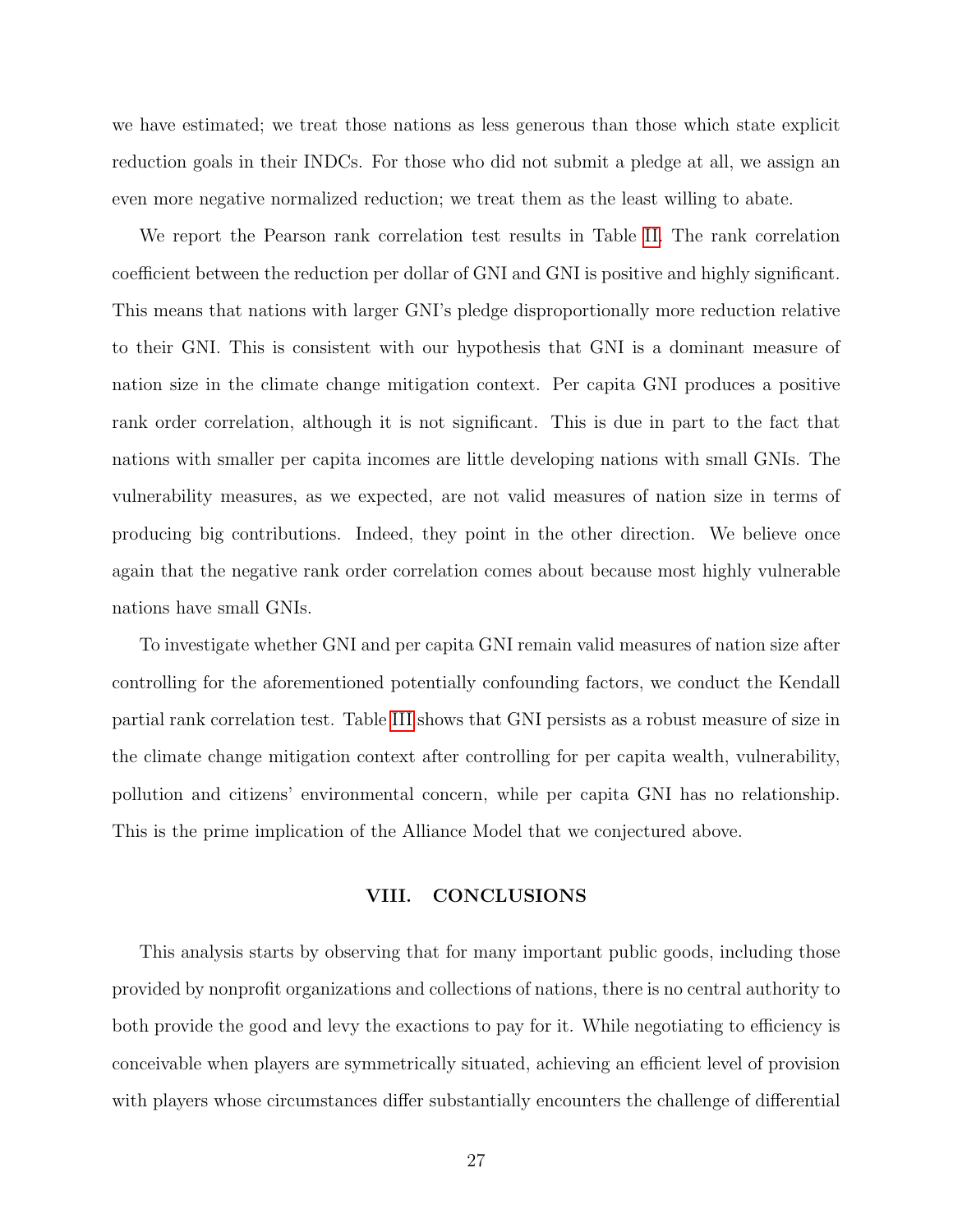we have estimated; we treat those nations as less generous than those which state explicit reduction goals in their INDCs. For those who did not submit a pledge at all, we assign an even more negative normalized reduction; we treat them as the least willing to abate.

We report the Pearson rank correlation test results in Table II. The rank correlation coefficient between the reduction per dollar of GNI and GNI is positive and highly significant. This means that nations with larger GNI's pledge disproportionally more reduction relative to their GNI. This is consistent with our hypothesis that GNI is a dominant measure of nation size in the climate change mitigation context. Per capita GNI produces a positive rank order correlation, although it is not significant. This is due in part to the fact that nations with smaller per capita incomes are little developing nations with small GNIs. The vulnerability measures, as we expected, are not valid measures of nation size in terms of producing big contributions. Indeed, they point in the other direction. We believe once again that the negative rank order correlation comes about because most highly vulnerable nations have small GNIs.

To investigate whether GNI and per capita GNI remain valid measures of nation size after controlling for the aforementioned potentially confounding factors, we conduct the Kendall partial rank correlation test. Table III shows that GNI persists as a robust measure of size in the climate change mitigation context after controlling for per capita wealth, vulnerability, pollution and citizens' environmental concern, while per capita GNI has no relationship. This is the prime implication of the Alliance Model that we conjectured above.

## VIII. CONCLUSIONS

This analysis starts by observing that for many important public goods, including those provided by nonprofit organizations and collections of nations, there is no central authority to both provide the good and levy the exactions to pay for it. While negotiating to efficiency is conceivable when players are symmetrically situated, achieving an efficient level of provision with players whose circumstances differ substantially encounters the challenge of differential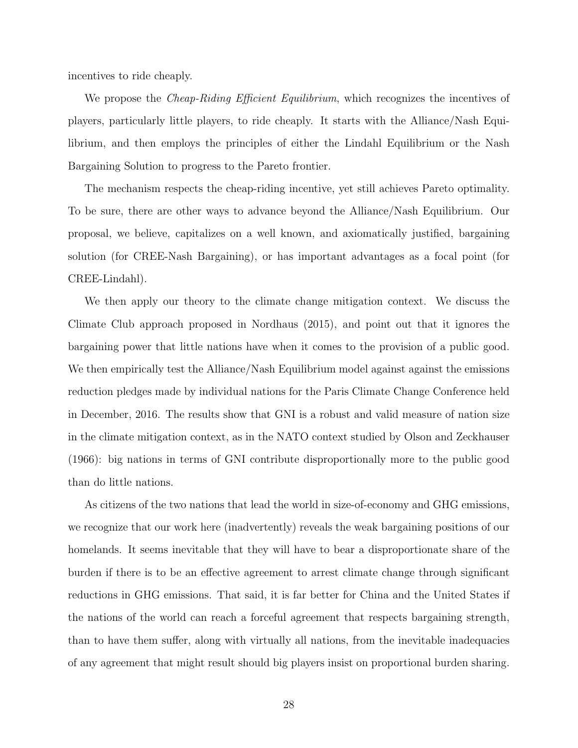incentives to ride cheaply.

We propose the *Cheap-Riding Efficient Equilibrium*, which recognizes the incentives of players, particularly little players, to ride cheaply. It starts with the Alliance/Nash Equilibrium, and then employs the principles of either the Lindahl Equilibrium or the Nash Bargaining Solution to progress to the Pareto frontier.

The mechanism respects the cheap-riding incentive, yet still achieves Pareto optimality. To be sure, there are other ways to advance beyond the Alliance/Nash Equilibrium. Our proposal, we believe, capitalizes on a well known, and axiomatically justified, bargaining solution (for CREE-Nash Bargaining), or has important advantages as a focal point (for CREE-Lindahl).

We then apply our theory to the climate change mitigation context. We discuss the Climate Club approach proposed in Nordhaus (2015), and point out that it ignores the bargaining power that little nations have when it comes to the provision of a public good. We then empirically test the Alliance/Nash Equilibrium model against against the emissions reduction pledges made by individual nations for the Paris Climate Change Conference held in December, 2016. The results show that GNI is a robust and valid measure of nation size in the climate mitigation context, as in the NATO context studied by Olson and Zeckhauser (1966): big nations in terms of GNI contribute disproportionally more to the public good than do little nations.

As citizens of the two nations that lead the world in size-of-economy and GHG emissions, we recognize that our work here (inadvertently) reveals the weak bargaining positions of our homelands. It seems inevitable that they will have to bear a disproportionate share of the burden if there is to be an effective agreement to arrest climate change through significant reductions in GHG emissions. That said, it is far better for China and the United States if the nations of the world can reach a forceful agreement that respects bargaining strength, than to have them suffer, along with virtually all nations, from the inevitable inadequacies of any agreement that might result should big players insist on proportional burden sharing.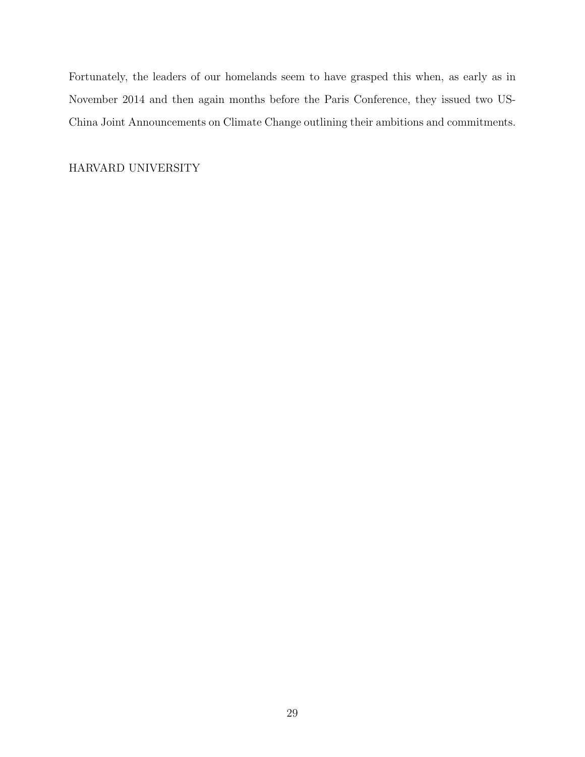Fortunately, the leaders of our homelands seem to have grasped this when, as early as in November 2014 and then again months before the Paris Conference, they issued two US-China Joint Announcements on Climate Change outlining their ambitions and commitments.

HARVARD UNIVERSITY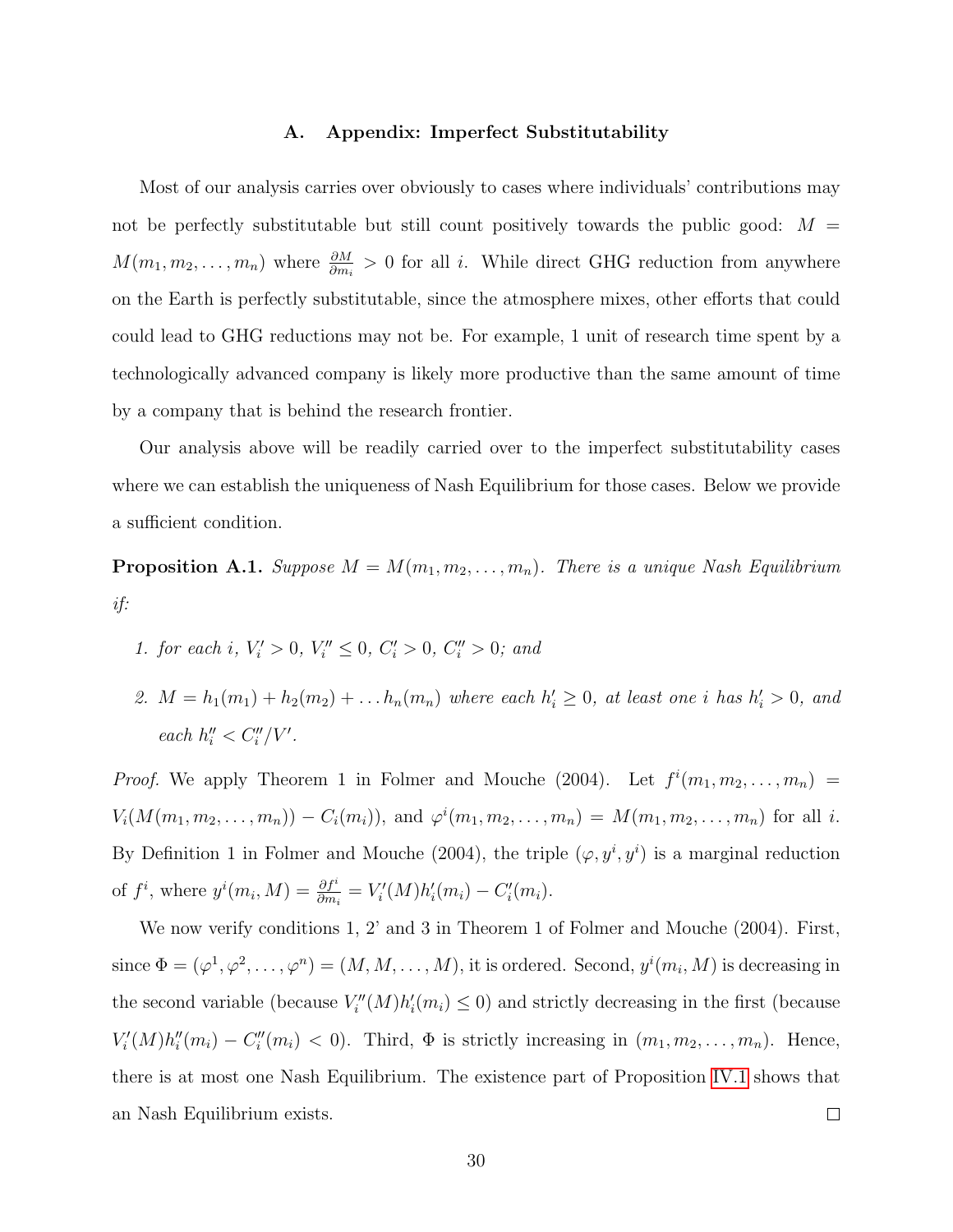## A. Appendix: Imperfect Substitutability

Most of our analysis carries over obviously to cases where individuals' contributions may not be perfectly substitutable but still count positively towards the public good: $M = M(m_1, m_2, \ldots, m_n)$ where $\frac{\partial M}{\partial m_i} > 0$ for all $i$. While direct GHG reduction from anywhere on the Earth is perfectly substitutable, since the atmosphere mixes, other efforts that could could lead to GHG reductions may not be. For example, 1 unit of research time spent by a technologically advanced company is likely more productive than the same amount of time by a company that is behind the research frontier.

Our analysis above will be readily carried over to the imperfect substitutability cases where we can establish the uniqueness of Nash Equilibrium for those cases. Below we provide a sufficient condition.

**Proposition A.1.** *Suppose $M = M(m_1, m_2, \ldots, m_n)$. There is a unique Nash Equilibrium if:*

1. *for each $i$, $V_i' > 0$, $V_i'' \leq 0$, $C_i' > 0$, $C_i'' > 0$; and*
2. *$M = h_1(m_1) + h_2(m_2) + \ldots h_n(m_n)$ where each $h_i' \geq 0$, at least one $i$ has $h_i' > 0$, and each $h_i'' < C_i''/V'$.*

*Proof.* We apply Theorem 1 in Folmer and Mouche (2004). Let $f^i(m_1, m_2, \ldots, m_n) = V_i(M(m_1, m_2, \ldots, m_n)) - C_i(m_i))$, and $\varphi^i(m_1, m_2, \ldots, m_n) = M(m_1, m_2, \ldots, m_n)$ for all $i$. By Definition 1 in Folmer and Mouche (2004), the triple $(\varphi, y^i, y^i)$ is a marginal reduction of $f^i$, where $y^i(m_i, M) = \frac{\partial f^i}{\partial m_i} = V_i'(M)h_i'(m_i) - C_i'(m_i)$.

We now verify conditions 1, 2' and 3 in Theorem 1 of Folmer and Mouche (2004). First, since $\Phi = (\varphi^1, \varphi^2, \ldots, \varphi^n) = (M, M, \ldots, M)$, it is ordered. Second, $y^i(m_i, M)$ is decreasing in the second variable (because $V_i''(M)h_i'(m_i) \leq 0$) and strictly decreasing in the first (because $V_i'(M)h_i''(m_i) - C_i''(m_i) < 0$). Third, $\Phi$ is strictly increasing in $(m_1, m_2, \ldots, m_n)$. Hence, there is at most one Nash Equilibrium. The existence part of Proposition IV.1 shows that an Nash Equilibrium exists. $\square$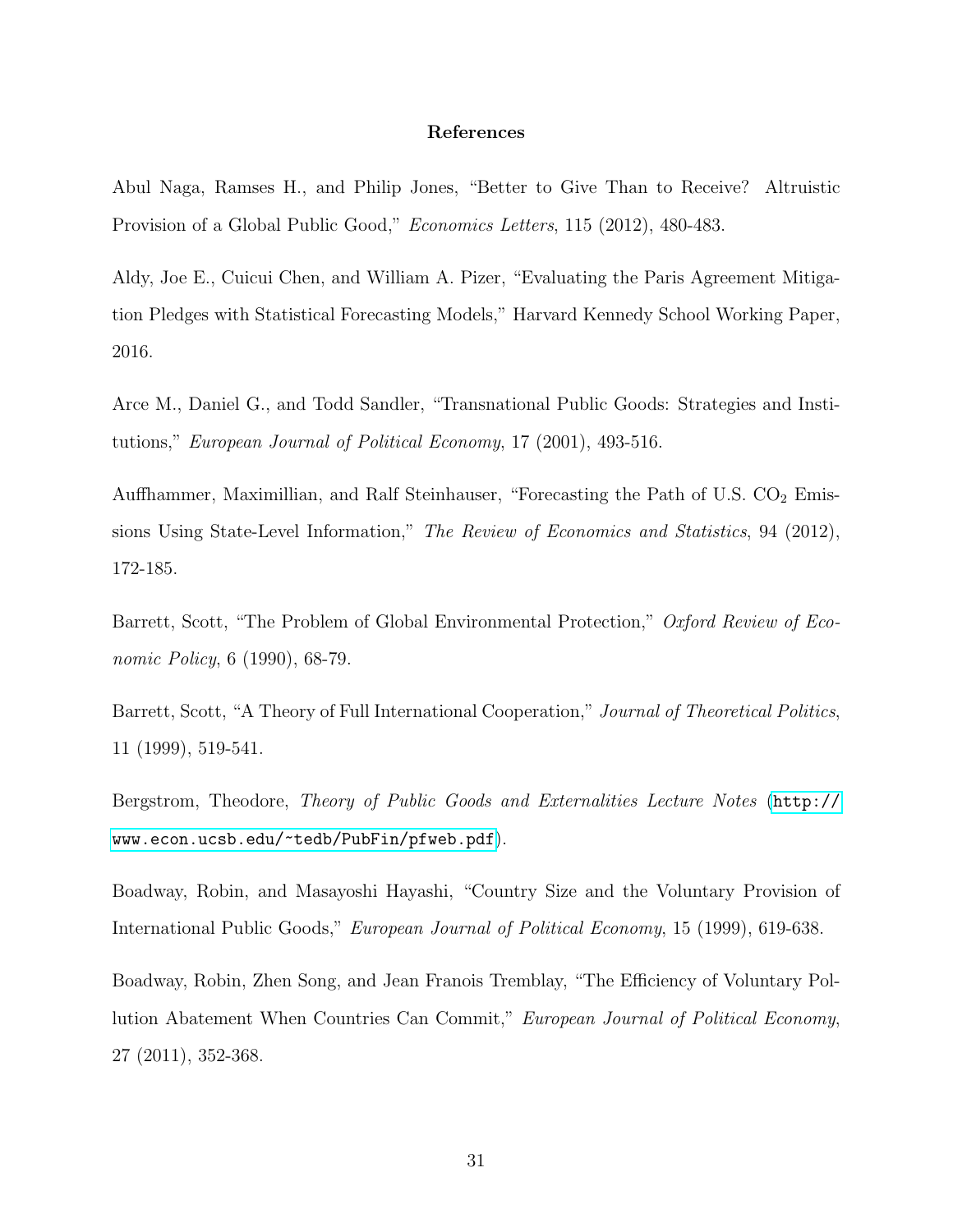## References

Abul Naga, Ramses H., and Philip Jones, "Better to Give Than to Receive? Altruistic Provision of a Global Public Good," *Economics Letters*, 115 (2012), 480-483.

Aldy, Joe E., Cuicui Chen, and William A. Pizer, "Evaluating the Paris Agreement Mitigation Pledges with Statistical Forecasting Models," Harvard Kennedy School Working Paper, 2016.

Arce M., Daniel G., and Todd Sandler, "Transnational Public Goods: Strategies and Institutions," *European Journal of Political Economy*, 17 (2001), 493-516.

Auffhammer, Maximillian, and Ralf Steinhauser, "Forecasting the Path of U.S. $CO_2$ Emissions Using State-Level Information," *The Review of Economics and Statistics*, 94 (2012), 172-185.

Barrett, Scott, "The Problem of Global Environmental Protection," *Oxford Review of Economic Policy*, 6 (1990), 68-79.

Barrett, Scott, "A Theory of Full International Cooperation," *Journal of Theoretical Politics*, 11 (1999), 519-541.

Bergstrom, Theodore, *Theory of Public Goods and Externalities Lecture Notes* (http://www.econ.ucsb.edu/~tedb/PubFin/pfweb.pdf).

Boadway, Robin, and Masayoshi Hayashi, "Country Size and the Voluntary Provision of International Public Goods," *European Journal of Political Economy*, 15 (1999), 619-638.

Boadway, Robin, Zhen Song, and Jean Franois Tremblay, "The Efficiency of Voluntary Pollution Abatement When Countries Can Commit," *European Journal of Political Economy*, 27 (2011), 352-368.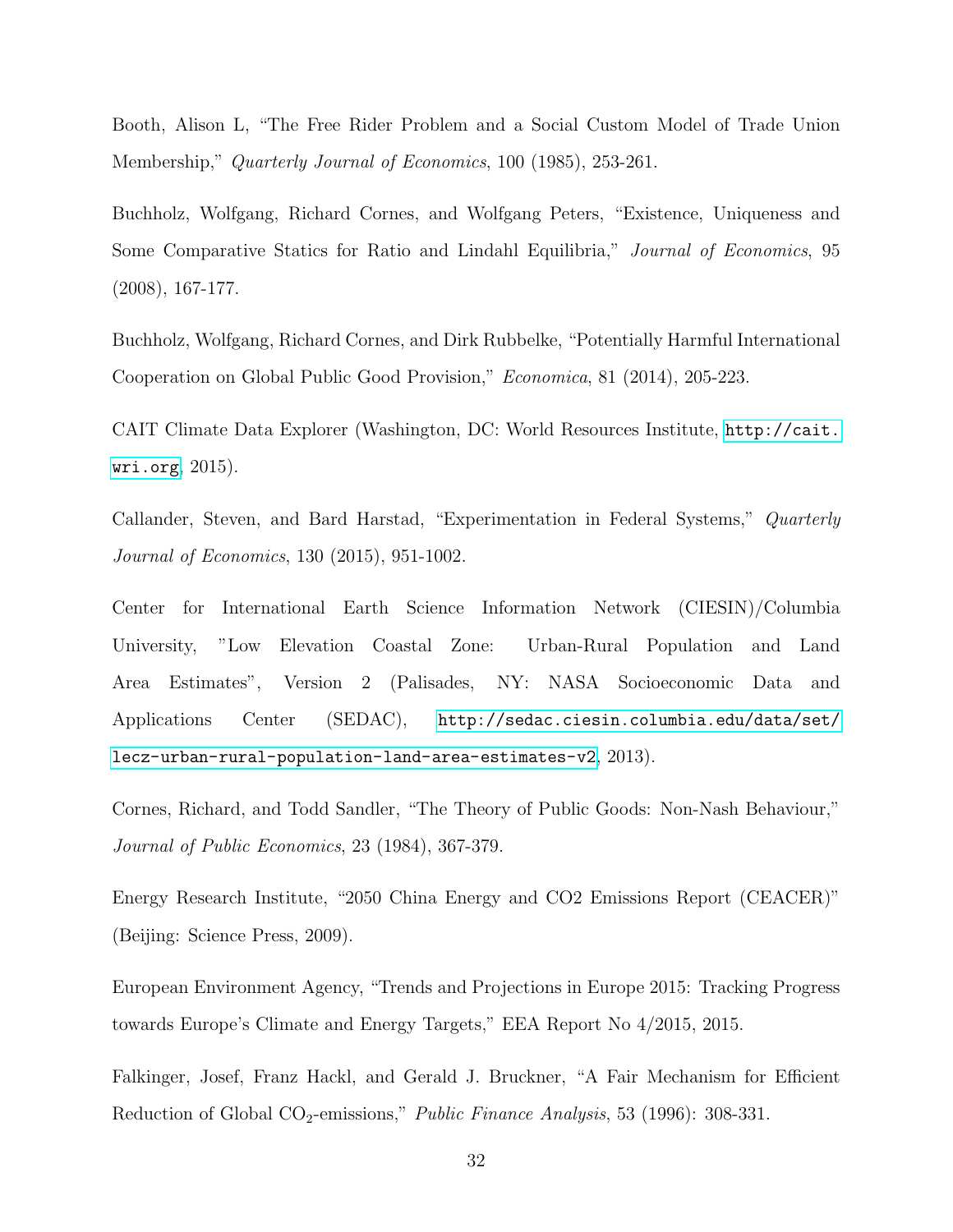Booth, Alison L, "The Free Rider Problem and a Social Custom Model of Trade Union Membership," *Quarterly Journal of Economics*, 100 (1985), 253-261.

Buchholz, Wolfgang, Richard Cornes, and Wolfgang Peters, "Existence, Uniqueness and Some Comparative Statics for Ratio and Lindahl Equilibria," *Journal of Economics*, 95 (2008), 167-177.

Buchholz, Wolfgang, Richard Cornes, and Dirk Rubbelke, "Potentially Harmful International Cooperation on Global Public Good Provision," *Economica*, 81 (2014), 205-223.

CAIT Climate Data Explorer (Washington, DC: World Resources Institute, http://cait.wri.org, 2015).

Callander, Steven, and Bard Harstad, "Experimentation in Federal Systems," *Quarterly Journal of Economics*, 130 (2015), 951-1002.

Center for International Earth Science Information Network (CIESIN)/Columbia University, "Low Elevation Coastal Zone: Urban-Rural Population and Land Area Estimates", Version 2 (Palisades, NY: NASA Socioeconomic Data and Applications Center (SEDAC), http://sedac.ciesin.columbia.edu/data/set/lecz-urban-rural-population-land-area-estimates-v2, 2013).

Cornes, Richard, and Todd Sandler, "The Theory of Public Goods: Non-Nash Behaviour," *Journal of Public Economics*, 23 (1984), 367-379.

Energy Research Institute, "2050 China Energy and CO2 Emissions Report (CEACER)" (Beijing: Science Press, 2009).

European Environment Agency, "Trends and Projections in Europe 2015: Tracking Progress towards Europe's Climate and Energy Targets," EEA Report No 4/2015, 2015.

Falkinger, Josef, Franz Hackl, and Gerald J. Bruckner, "A Fair Mechanism for Efficient Reduction of Global $CO_2$-emissions," *Public Finance Analysis*, 53 (1996): 308-331.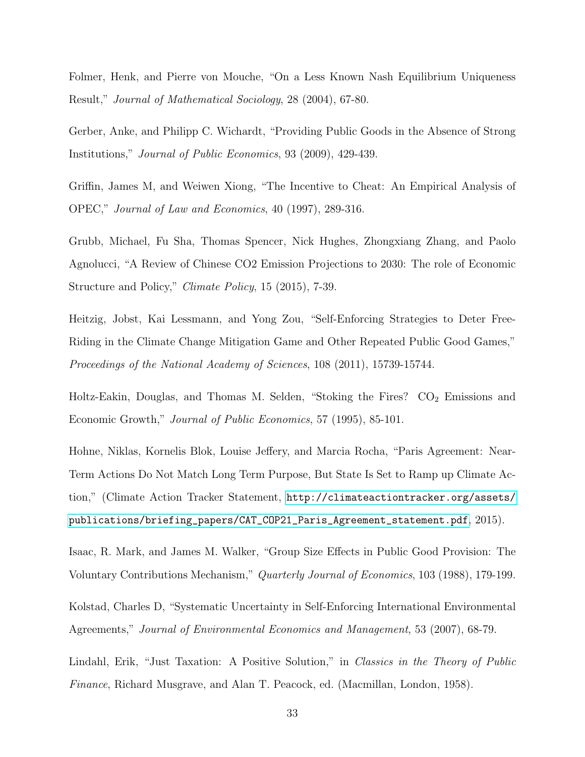Folmer, Henk, and Pierre von Mouche, “On a Less Known Nash Equilibrium Uniqueness Result,” *Journal of Mathematical Sociology*, 28 (2004), 67-80.

Gerber, Anke, and Philipp C. Wichardt, “Providing Public Goods in the Absence of Strong Institutions,” *Journal of Public Economics*, 93 (2009), 429-439.

Griffin, James M, and Weiwen Xiong, “The Incentive to Cheat: An Empirical Analysis of OPEC,” *Journal of Law and Economics*, 40 (1997), 289-316.

Grubb, Michael, Fu Sha, Thomas Spencer, Nick Hughes, Zhongxiang Zhang, and Paolo Agnolucci, “A Review of Chinese CO2 Emission Projections to 2030: The role of Economic Structure and Policy,” *Climate Policy*, 15 (2015), 7-39.

Heitzig, Jobst, Kai Lessmann, and Yong Zou, “Self-Enforcing Strategies to Deter Free-Riding in the Climate Change Mitigation Game and Other Repeated Public Good Games,” *Proceedings of the National Academy of Sciences*, 108 (2011), 15739-15744.

Holtz-Eakin, Douglas, and Thomas M. Selden, “Stoking the Fires? $CO_2$ Emissions and Economic Growth,” *Journal of Public Economics*, 57 (1995), 85-101.

Hohne, Niklas, Kornelis Blok, Louise Jeffery, and Marcia Rocha, “Paris Agreement: Near-Term Actions Do Not Match Long Term Purpose, But State Is Set to Ramp up Climate Action,” (Climate Action Tracker Statement, http://climateactiontracker.org/assets/publications/briefing_papers/CAT_COP21_Paris_Agreement_statement.pdf, 2015).

Isaac, R. Mark, and James M. Walker, “Group Size Effects in Public Good Provision: The Voluntary Contributions Mechanism,” *Quarterly Journal of Economics*, 103 (1988), 179-199.

Kolstad, Charles D, “Systematic Uncertainty in Self-Enforcing International Environmental Agreements,” *Journal of Environmental Economics and Management*, 53 (2007), 68-79.

Lindahl, Erik, “Just Taxation: A Positive Solution,” in *Classics in the Theory of Public Finance*, Richard Musgrave, and Alan T. Peacock, ed. (Macmillan, London, 1958).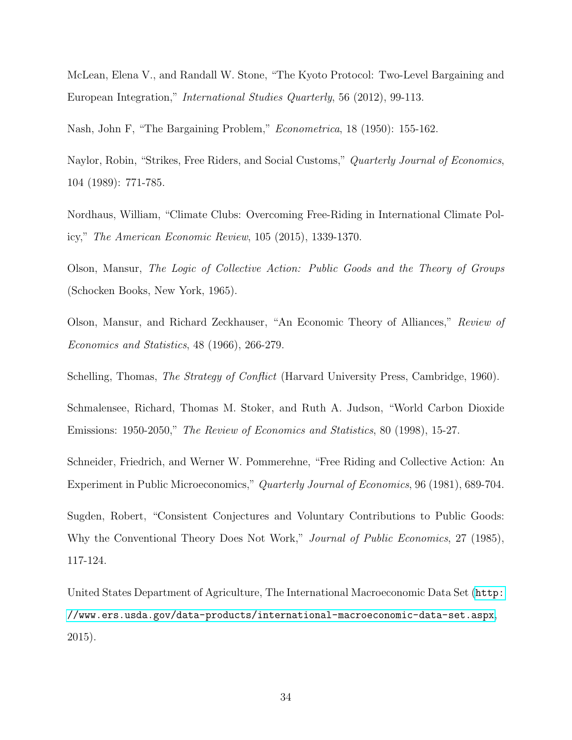McLean, Elena V., and Randall W. Stone, "The Kyoto Protocol: Two-Level Bargaining and European Integration," *International Studies Quarterly*, 56 (2012), 99-113.

Nash, John F, "The Bargaining Problem," *Econometrica*, 18 (1950): 155-162.

Naylor, Robin, "Strikes, Free Riders, and Social Customs," *Quarterly Journal of Economics*, 104 (1989): 771-785.

Nordhaus, William, "Climate Clubs: Overcoming Free-Riding in International Climate Policy," *The American Economic Review*, 105 (2015), 1339-1370.

Olson, Mansur, *The Logic of Collective Action: Public Goods and the Theory of Groups* (Schocken Books, New York, 1965).

Olson, Mansur, and Richard Zeckhauser, "An Economic Theory of Alliances," *Review of Economics and Statistics*, 48 (1966), 266-279.

Schelling, Thomas, *The Strategy of Conflict* (Harvard University Press, Cambridge, 1960).

Schmalensee, Richard, Thomas M. Stoker, and Ruth A. Judson, "World Carbon Dioxide Emissions: 1950-2050," *The Review of Economics and Statistics*, 80 (1998), 15-27.

Schneider, Friedrich, and Werner W. Pommerehne, "Free Riding and Collective Action: An Experiment in Public Microeconomics," *Quarterly Journal of Economics*, 96 (1981), 689-704.

Sugden, Robert, "Consistent Conjectures and Voluntary Contributions to Public Goods: Why the Conventional Theory Does Not Work," *Journal of Public Economics*, 27 (1985), 117-124.

United States Department of Agriculture, The International Macroeconomic Data Set (`http://www.ers.usda.gov/data-products/international-macroeconomic-data-set.aspx`, 2015).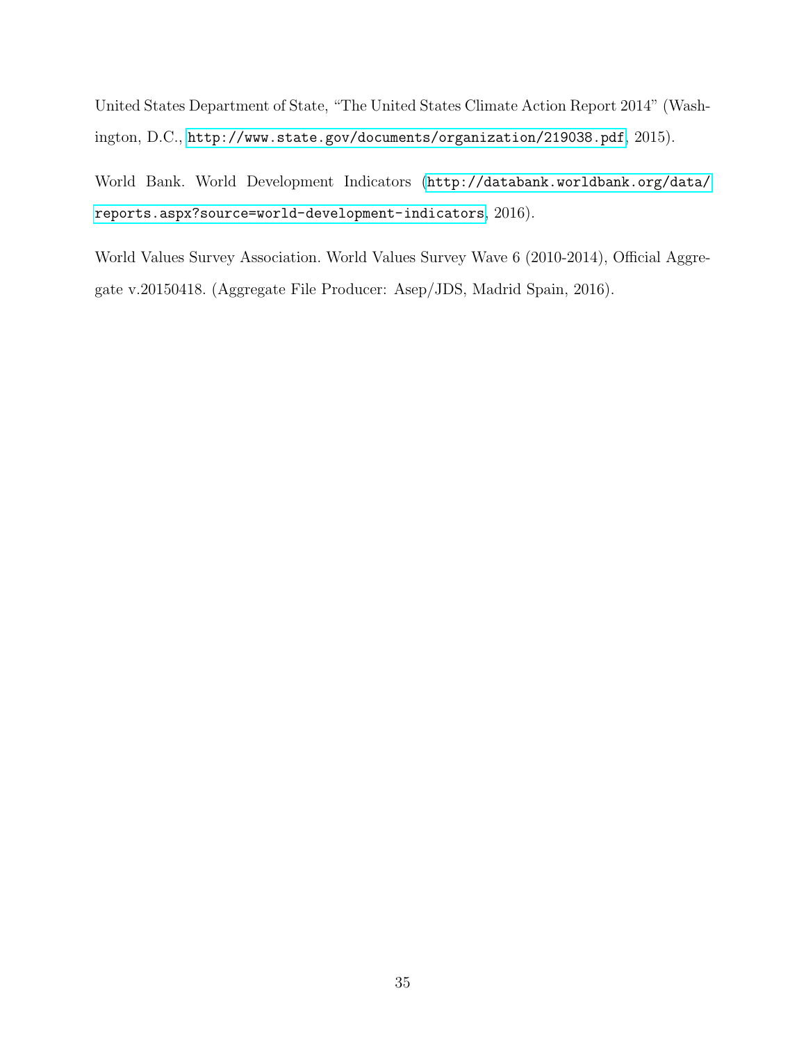United States Department of State, "The United States Climate Action Report 2014" (Washington, D.C., http://www.state.gov/documents/organization/219038.pdf, 2015).

World Bank. World Development Indicators (http://databank.worldbank.org/data/reports.aspx?source=world-development-indicators, 2016).

World Values Survey Association. World Values Survey Wave 6 (2010-2014), Official Aggregate v.20150418. (Aggregate File Producer: Asep/JDS, Madrid Spain, 2016).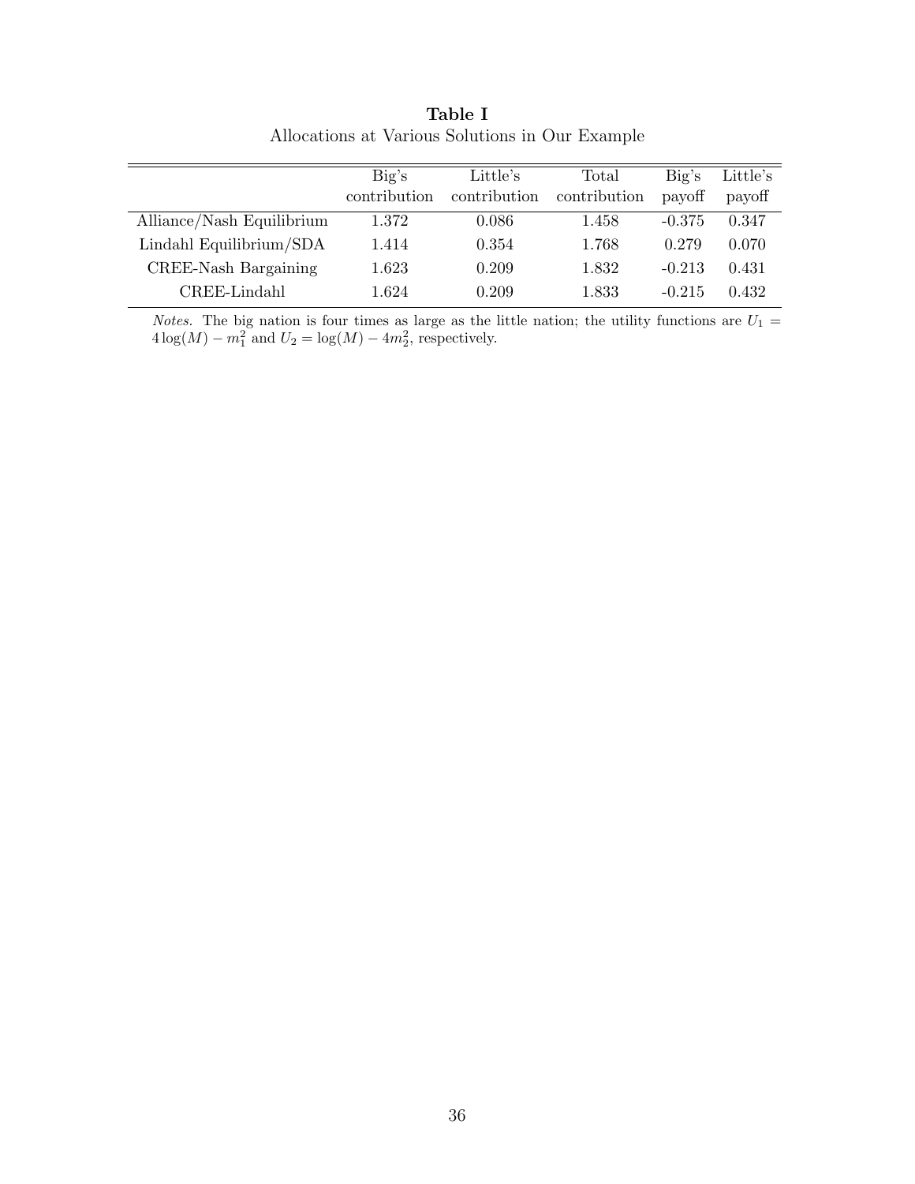**Table I**

Allocations at Various Solutions in Our Example

| | Big's contribution | Little's contribution | Total contribution | Big's payoff | Little's payoff |
|---|---|---|---|---|---|
| Alliance/Nash Equilibrium | 1.372 | 0.086 | 1.458 | -0.375 | 0.347 |
| Lindahl Equilibrium/SDA | 1.414 | 0.354 | 1.768 | 0.279 | 0.070 |
| CREE-Nash Bargaining | 1.623 | 0.209 | 1.832 | -0.213 | 0.431 |
| CREE-Lindahl | 1.624 | 0.209 | 1.833 | -0.215 | 0.432 |

*Notes.* The big nation is four times as large as the little nation; the utility functions are $U_1 = 4\log(M) - m_1^2$ and $U_2 = \log(M) - 4m_2^2$, respectively.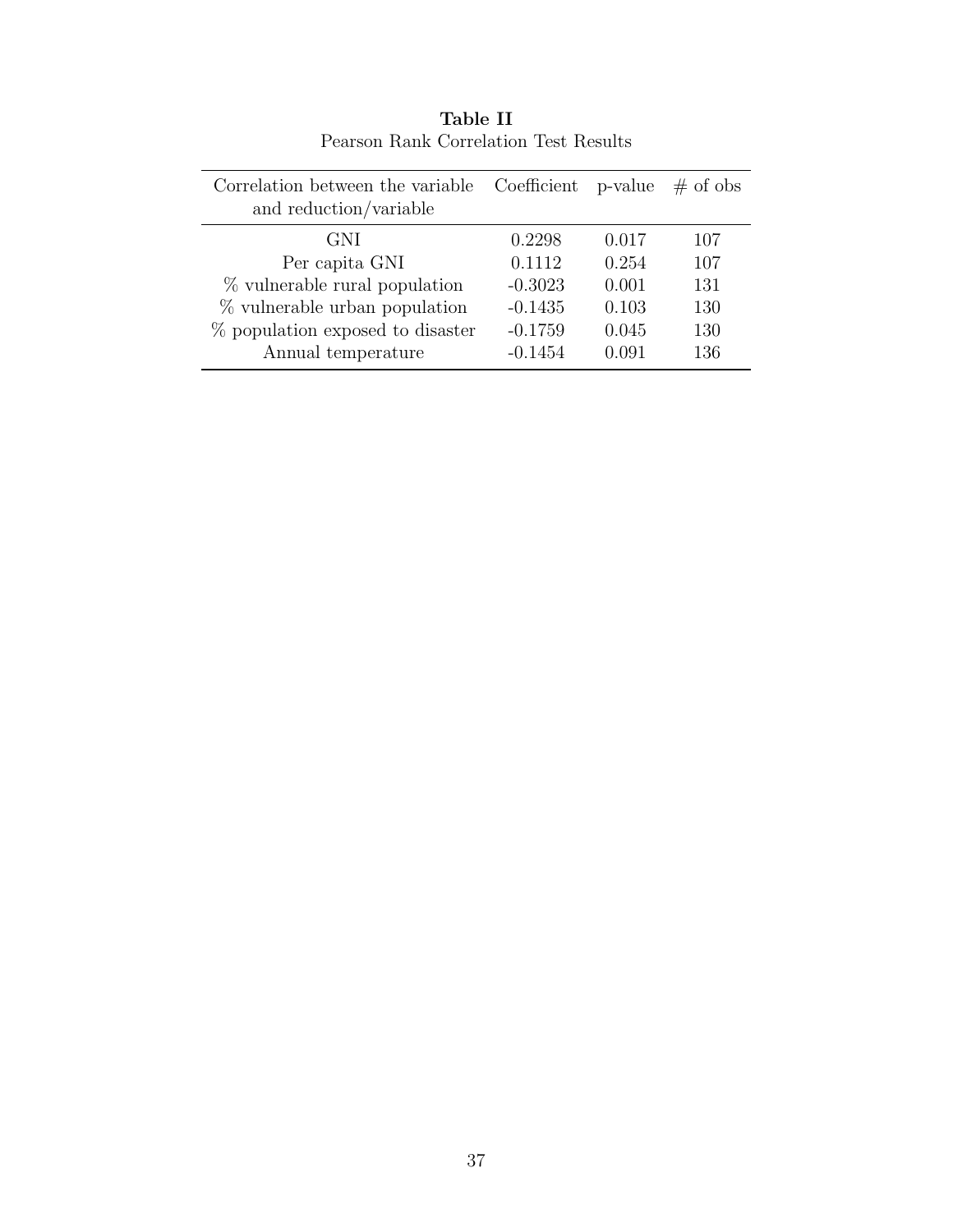**Table II**

Pearson Rank Correlation Test Results

| Correlation between the variable and reduction/variable | Coefficient | p-value | # of obs |
|---|---|---|---|
| GNI | 0.2298 | 0.017 | 107 |
| Per capita GNI | 0.1112 | 0.254 | 107 |
| % vulnerable rural population | -0.3023 | 0.001 | 131 |
| % vulnerable urban population | -0.1435 | 0.103 | 130 |
| % population exposed to disaster | -0.1759 | 0.045 | 130 |
| Annual temperature | -0.1454 | 0.091 | 136 |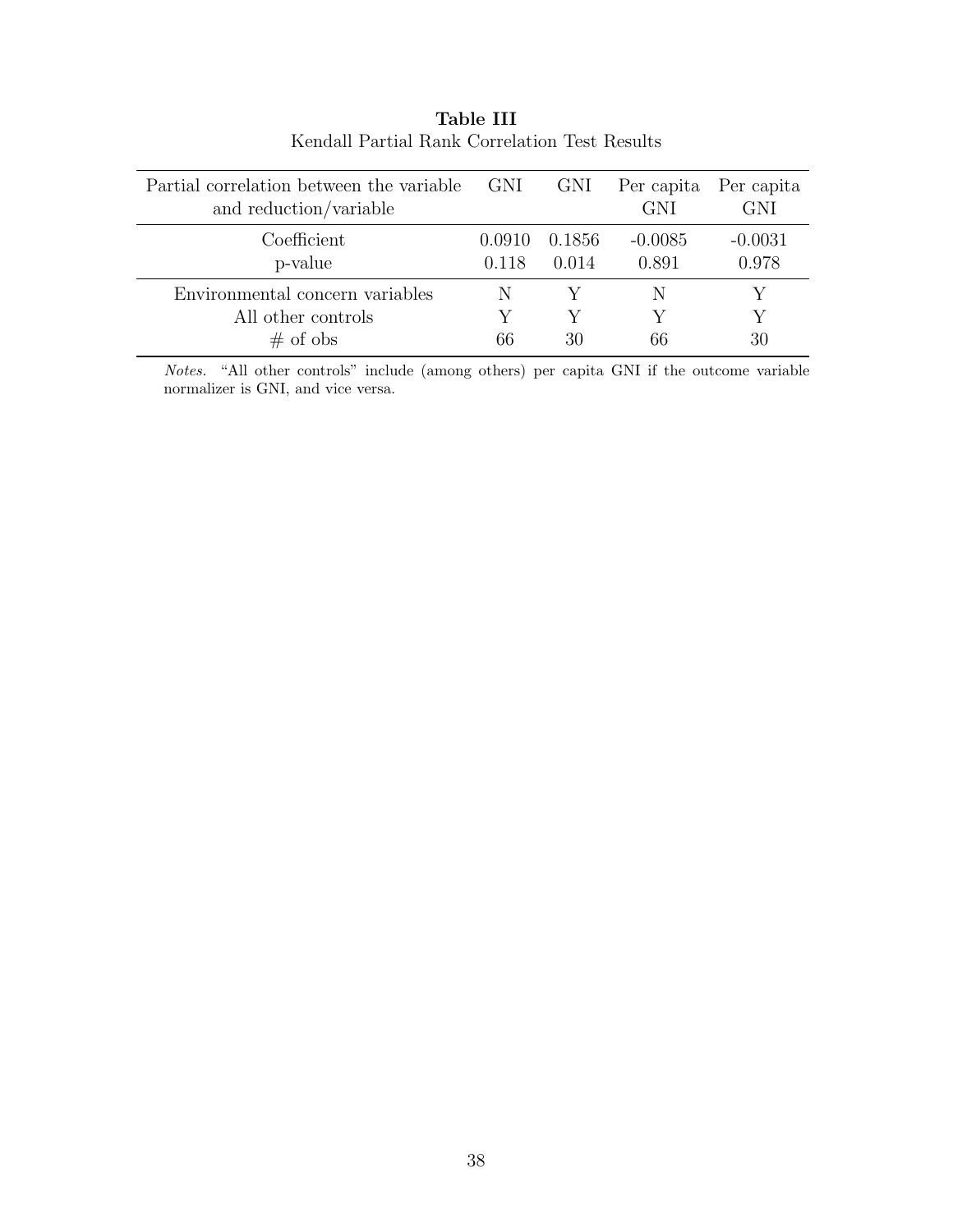**Table III**
Kendall Partial Rank Correlation Test Results

| Partial correlation between the variable and reduction/variable | GNI | GNI | Per capita GNI | Per capita GNI |
|---|---|---|---|---|
| Coefficient | 0.0910 | 0.1856 | -0.0085 | -0.0031 |
| p-value | 0.118 | 0.014 | 0.891 | 0.978 |
| Environmental concern variables | N | Y | N | Y |
| All other controls | Y | Y | Y | Y |
| # of obs | 66 | 30 | 66 | 30 |

*Notes.* "All other controls" include (among others) per capita GNI if the outcome variable normalizer is GNI, and vice versa.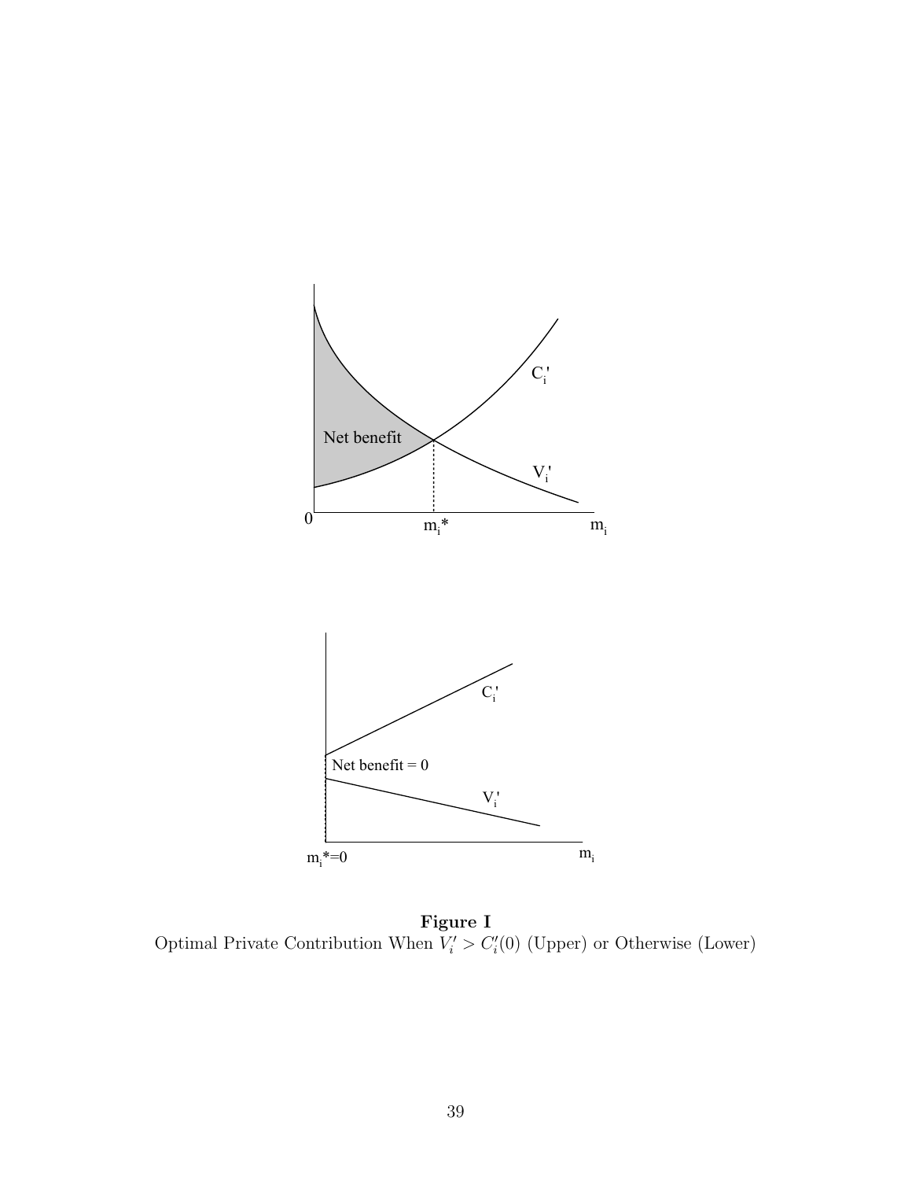**Figure I**
Optimal Private Contribution When $V_i' > C_i'(0)$ (Upper) or Otherwise (Lower)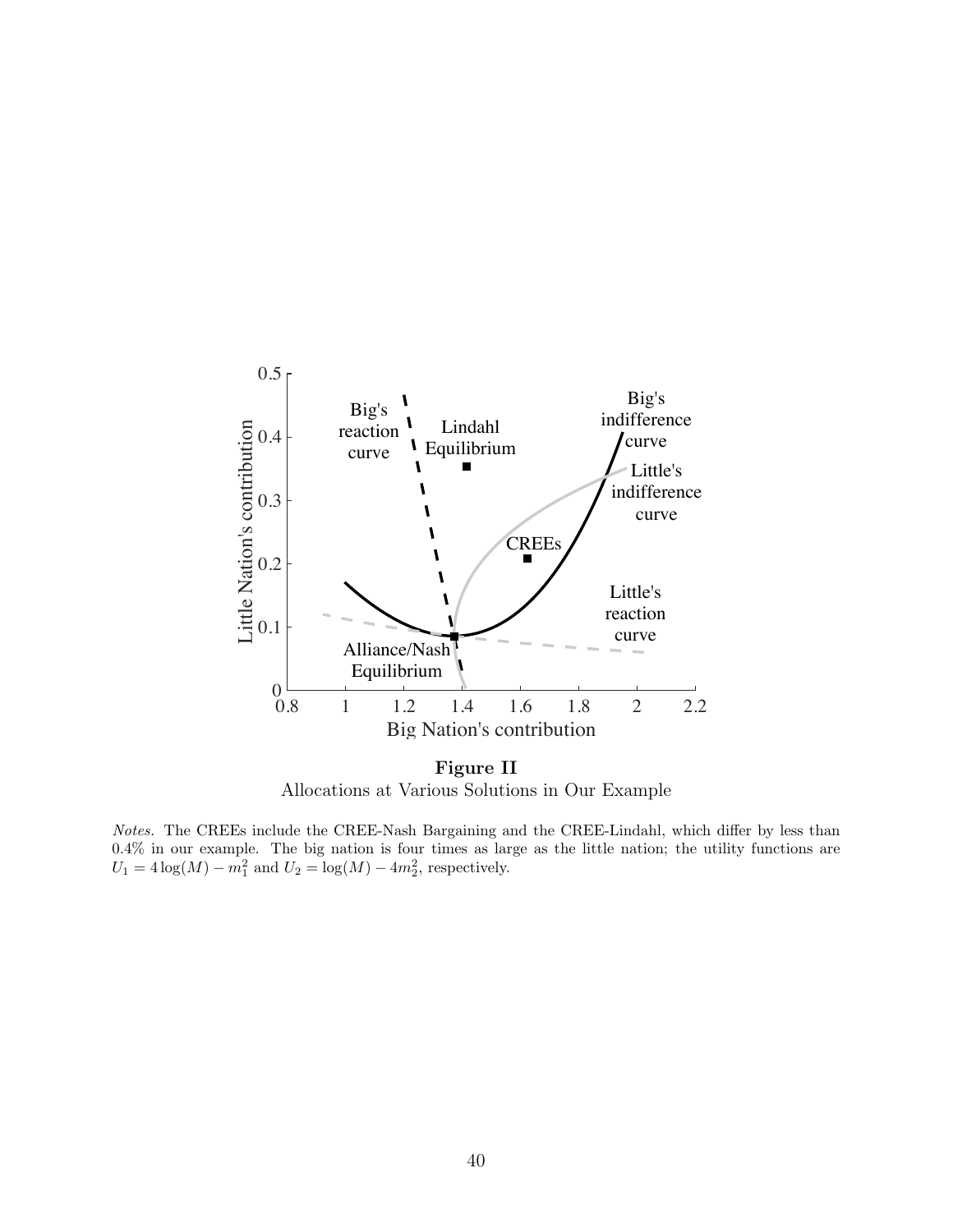0.5

0.4

0.3

0.2

0.1

0

0.8 1 1.2 1.4 1.6 1.8 2 2.2

Little Nation's contribution

Big Nation's contribution

Big's reaction curve

Lindahl Equilibrium

Big's indifference curve

Little's indifference curve

CREEs

Little's reaction curve

Alliance/Nash Equilibrium

**Figure II**

Allocations at Various Solutions in Our Example

*Notes.* The CREEs include the CREE-Nash Bargaining and the CREE-Lindahl, which differ by less than 0.4% in our example. The big nation is four times as large as the little nation; the utility functions are $U_1 = 4\log(M) - m_1^2$ and $U_2 = \log(M) - 4m_2^2$, respectively.